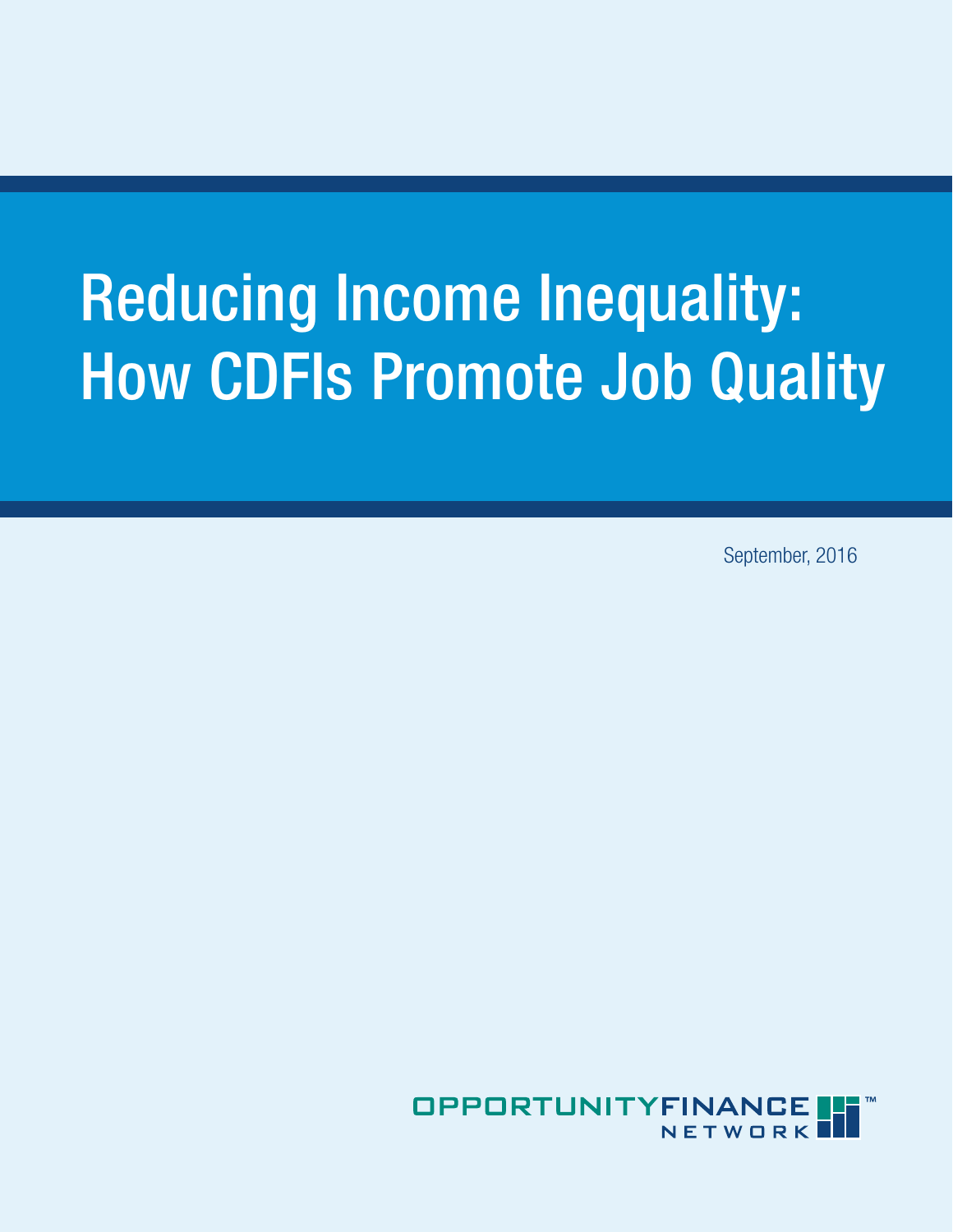# Reducing Income Inequality: How CDFIs Promote Job Quality

September, 2016

OPPORTUNITY FINANCE NETWORK™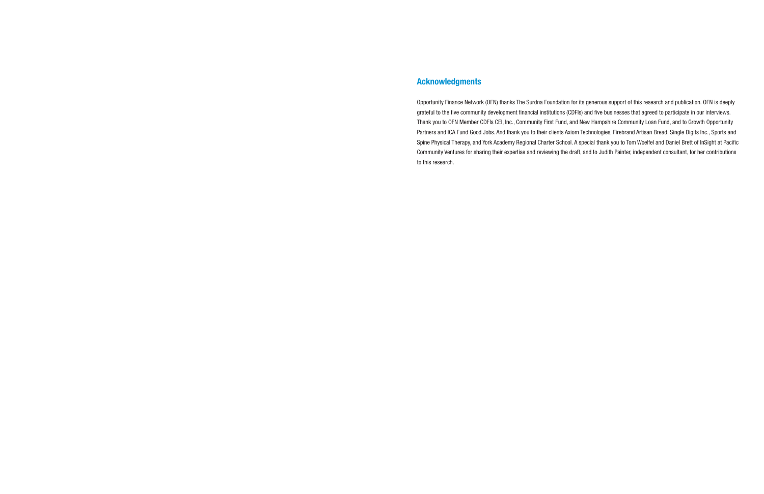## Acknowledgments

Opportunity Finance Network (OFN) thanks The Surdna Foundation for its generous support of this research and publication. OFN is deeply grateful to the five community development financial institutions (CDFIs) and five businesses that agreed to participate in our interviews. Thank you to OFN Member CDFIs CEI, Inc., Community First Fund, and New Hampshire Community Loan Fund, and to Growth Opportunity Partners and ICA Fund Good Jobs. And thank you to their clients Axiom Technologies, Firebrand Artisan Bread, Single Digits Inc., Sports and Spine Physical Therapy, and York Academy Regional Charter School. A special thank you to Tom Woelfel and Daniel Brett of InSight at Pacific Community Ventures for sharing their expertise and reviewing the draft, and to Judith Painter, independent consultant, for her contributions to this research.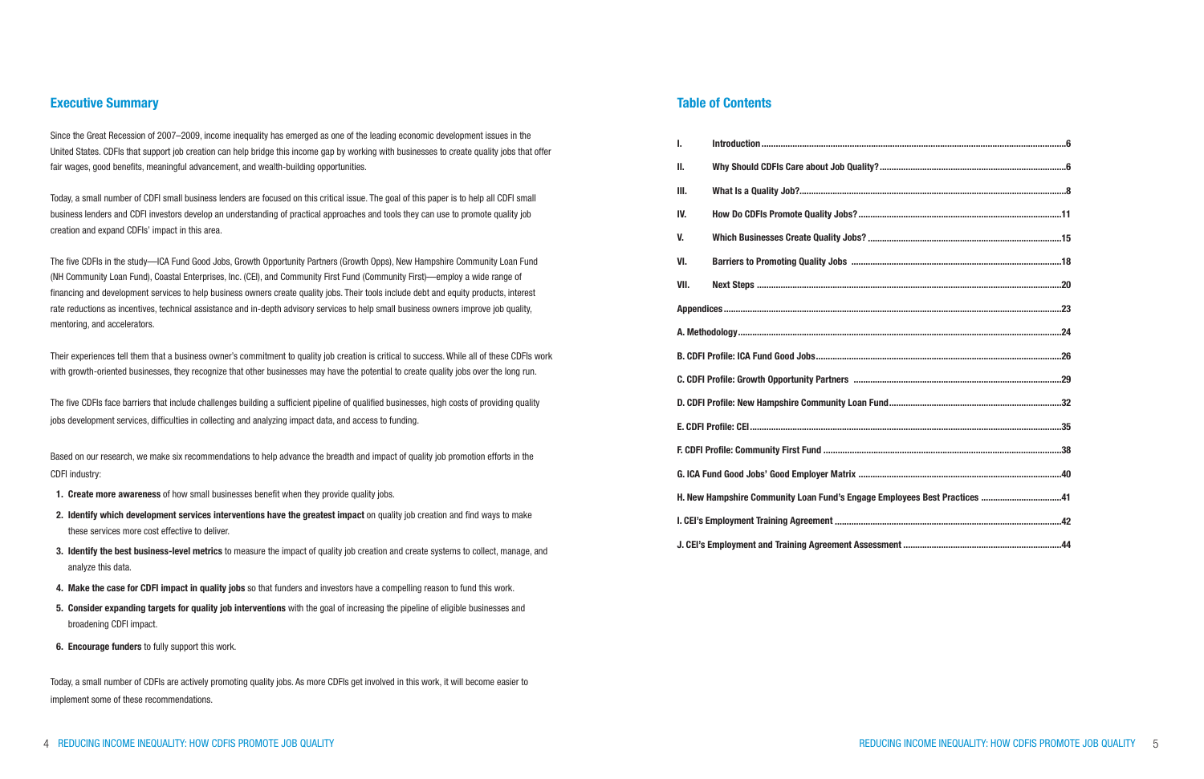## Executive Summary

Since the Great Recession of 2007–2009, income inequality has emerged as one of the leading economic development issues in the United States. CDFIs that support job creation can help bridge this income gap by working with businesses to create quality jobs that offer fair wages, good benefits, meaningful advancement, and wealth-building opportunities.

Today, a small number of CDFI small business lenders are focused on this critical issue. The goal of this paper is to help all CDFI small business lenders and CDFI investors develop an understanding of practical approaches and tools they can use to promote quality job creation and expand CDFIs' impact in this area.

The five CDFIs in the study—ICA Fund Good Jobs, Growth Opportunity Partners (Growth Opps), New Hampshire Community Loan Fund (NH Community Loan Fund), Coastal Enterprises, Inc. (CEI), and Community First Fund (Community First)—employ a wide range of financing and development services to help business owners create quality jobs. Their tools include debt and equity products, interest rate reductions as incentives, technical assistance and in-depth advisory services to help small business owners improve job quality, mentoring, and accelerators.

Their experiences tell them that a business owner's commitment to quality job creation is critical to success. While all of these CDFIs work with growth-oriented businesses, they recognize that other businesses may have the potential to create quality jobs over the long run.

The five CDFIs face barriers that include challenges building a sufficient pipeline of qualified businesses, high costs of providing quality jobs development services, difficulties in collecting and analyzing impact data, and access to funding.

Based on our research, we make six recommendations to help advance the breadth and impact of quality job promotion efforts in the CDFI industry:

1. **Create more awareness** of how small businesses benefit when they provide quality jobs.
2. **Identify which development services interventions have the greatest impact** on quality job creation and find ways to make these services more cost effective to deliver.
3. **Identify the best business-level metrics** to measure the impact of quality job creation and create systems to collect, manage, and analyze this data.
4. **Make the case for CDFI impact in quality jobs** so that funders and investors have a compelling reason to fund this work.
5. **Consider expanding targets for quality job interventions** with the goal of increasing the pipeline of eligible businesses and broadening CDFI impact.
6. **Encourage funders** to fully support this work.

Today, a small number of CDFIs are actively promoting quality jobs. As more CDFIs get involved in this work, it will become easier to implement some of these recommendations.

## Table of Contents

| | | |
|---|---|---|
| I. | Introduction | 6 |
| II. | Why Should CDFIs Care about Job Quality? | 6 |
| III. | What Is a Quality Job? | 8 |
| IV. | How Do CDFIs Promote Quality Jobs? | 11 |
| V. | Which Businesses Create Quality Jobs? | 15 |
| VI. | Barriers to Promoting Quality Jobs | 18 |
| VII. | Next Steps | 20 |
| Appendices | | 23 |
| A. Methodology | | 24 |
| B. CDFI Profile: ICA Fund Good Jobs | | 26 |
| C. CDFI Profile: Growth Opportunity Partners | | 29 |
| D. CDFI Profile: New Hampshire Community Loan Fund | | 32 |
| E. CDFI Profile: CEI | | 35 |
| F. CDFI Profile: Community First Fund | | 38 |
| G. ICA Fund Good Jobs' Good Employer Matrix | | 40 |
| H. New Hampshire Community Loan Fund's Engage Employees Best Practices | | 41 |
| I. CEI's Employment Training Agreement | | 42 |
| J. CEI's Employment and Training Agreement Assessment | | 44 |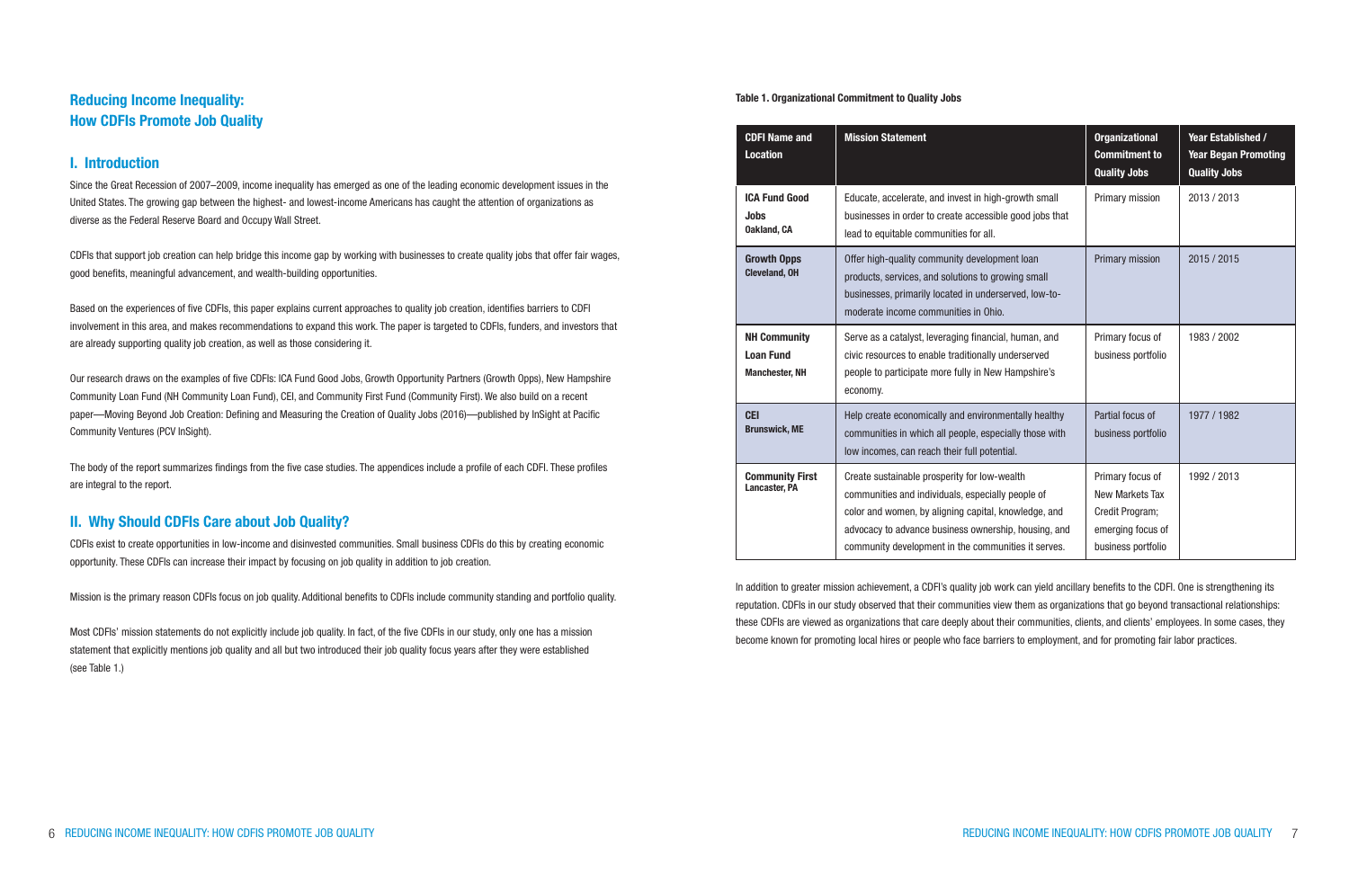# Reducing Income Inequality: How CDFIs Promote Job Quality

## I. Introduction

Since the Great Recession of 2007–2009, income inequality has emerged as one of the leading economic development issues in the United States. The growing gap between the highest- and lowest-income Americans has caught the attention of organizations as diverse as the Federal Reserve Board and Occupy Wall Street.

CDFIs that support job creation can help bridge this income gap by working with businesses to create quality jobs that offer fair wages, good benefits, meaningful advancement, and wealth-building opportunities.

Based on the experiences of five CDFIs, this paper explains current approaches to quality job creation, identifies barriers to CDFI involvement in this area, and makes recommendations to expand this work. The paper is targeted to CDFIs, funders, and investors that are already supporting quality job creation, as well as those considering it.

Our research draws on the examples of five CDFIs: ICA Fund Good Jobs, Growth Opportunity Partners (Growth Opps), New Hampshire Community Loan Fund (NH Community Loan Fund), CEI, and Community First Fund (Community First). We also build on a recent paper—Moving Beyond Job Creation: Defining and Measuring the Creation of Quality Jobs (2016)—published by InSight at Pacific Community Ventures (PCV InSight).

The body of the report summarizes findings from the five case studies. The appendices include a profile of each CDFI. These profiles are integral to the report.

## II. Why Should CDFIs Care about Job Quality?

CDFIs exist to create opportunities in low-income and disinvested communities. Small business CDFIs do this by creating economic opportunity. These CDFIs can increase their impact by focusing on job quality in addition to job creation.

Mission is the primary reason CDFIs focus on job quality. Additional benefits to CDFIs include community standing and portfolio quality.

Most CDFIs' mission statements do not explicitly include job quality. In fact, of the five CDFIs in our study, only one has a mission statement that explicitly mentions job quality and all but two introduced their job quality focus years after they were established (see Table 1.)

**Table 1. Organizational Commitment to Quality Jobs**

| CDFI Name and Location | Mission Statement | Organizational Commitment to Quality Jobs | Year Established / Year Began Promoting Quality Jobs |
|---|---|---|---|
| **ICA Fund Good Jobs** **Oakland, CA** | Educate, accelerate, and invest in high-growth small businesses in order to create accessible good jobs that lead to equitable communities for all. | Primary mission | 2013 / 2013 |
| **Growth Opps** **Cleveland, OH** | Offer high-quality community development loan products, services, and solutions to growing small businesses, primarily located in underserved, low-to-moderate income communities in Ohio. | Primary mission | 2015 / 2015 |
| **NH Community Loan Fund** **Manchester, NH** | Serve as a catalyst, leveraging financial, human, and civic resources to enable traditionally underserved people to participate more fully in New Hampshire's economy. | Primary focus of business portfolio | 1983 / 2002 |
| **CEI** **Brunswick, ME** | Help create economically and environmentally healthy communities in which all people, especially those with low incomes, can reach their full potential. | Partial focus of business portfolio | 1977 / 1982 |
| **Community First** **Lancaster, PA** | Create sustainable prosperity for low-wealth communities and individuals, especially people of color and women, by aligning capital, knowledge, and advocacy to advance business ownership, housing, and community development in the communities it serves. | Primary focus of New Markets Tax Credit Program; emerging focus of business portfolio | 1992 / 2013 |

In addition to greater mission achievement, a CDFI's quality job work can yield ancillary benefits to the CDFI. One is strengthening its reputation. CDFIs in our study observed that their communities view them as organizations that go beyond transactional relationships: these CDFIs are viewed as organizations that care deeply about their communities, clients, and clients' employees. In some cases, they become known for promoting local hires or people who face barriers to employment, and for promoting fair labor practices.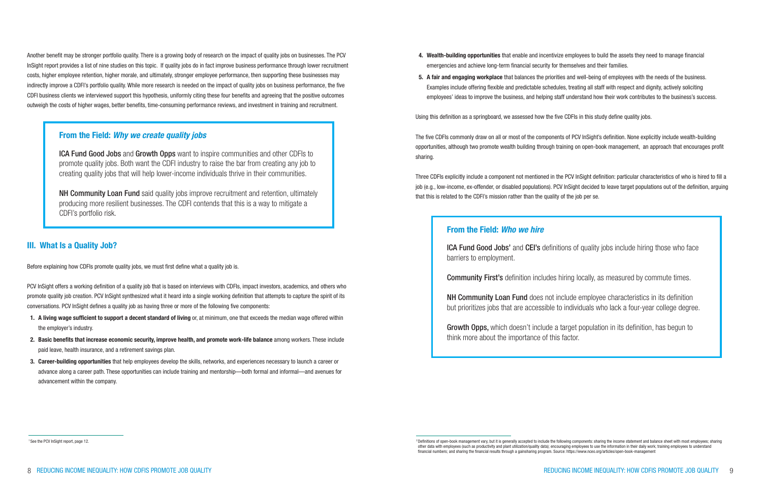Another benefit may be stronger portfolio quality. There is a growing body of research on the impact of quality jobs on businesses. The PCV InSight report provides a list of nine studies on this topic.[1] If quality jobs do in fact improve business performance through lower recruitment costs, higher employee retention, higher morale, and ultimately, stronger employee performance, then supporting these businesses may indirectly improve a CDFI's portfolio quality. While more research is needed on the impact of quality jobs on business performance, the five CDFI business clients we interviewed support this hypothesis, uniformly citing these four benefits and agreeing that the positive outcomes outweigh the costs of higher wages, better benefits, time-consuming performance reviews, and investment in training and recruitment.

> ### From the Field: *Why we create quality jobs*
>
> **ICA Fund Good Jobs** and **Growth Opps** want to inspire communities and other CDFIs to promote quality jobs. Both want the CDFI industry to raise the bar from creating any job to creating quality jobs that will help lower-income individuals thrive in their communities.
>
> **NH Community Loan Fund** said quality jobs improve recruitment and retention, ultimately producing more resilient businesses. The CDFI contends that this is a way to mitigate a CDFI's portfolio risk.

## III. What Is a Quality Job?

Before explaining how CDFIs promote quality jobs, we must first define what a quality job is.

PCV InSight offers a working definition of a quality job that is based on interviews with CDFIs, impact investors, academics, and others who promote quality job creation. PCV InSight synthesized what it heard into a single working definition that attempts to capture the spirit of its conversations. PCV InSight defines a quality job as having three or more of the following five components:

1. **A living wage sufficient to support a decent standard of living** or, at minimum, one that exceeds the median wage offered within the employer's industry.
2. **Basic benefits that increase economic security, improve health, and promote work-life balance** among workers. These include paid leave, health insurance, and a retirement savings plan.
3. **Career-building opportunities** that help employees develop the skills, networks, and experiences necessary to launch a career or advance along a career path. These opportunities can include training and mentorship—both formal and informal—and avenues for advancement within the company.
4. **Wealth-building opportunities** that enable and incentivize employees to build the assets they need to manage financial emergencies and achieve long-term financial security for themselves and their families.
5. **A fair and engaging workplace** that balances the priorities and well-being of employees with the needs of the business. Examples include offering flexible and predictable schedules, treating all staff with respect and dignity, actively soliciting employees' ideas to improve the business, and helping staff understand how their work contributes to the business's success.

Using this definition as a springboard, we assessed how the five CDFIs in this study define quality jobs.

The five CDFIs commonly draw on all or most of the components of PCV InSight's definition. None explicitly include wealth-building opportunities, although two promote wealth building through training on open-book management,[2] an approach that encourages profit sharing.

Three CDFIs explicitly include a component not mentioned in the PCV InSight definition: particular characteristics of who is hired to fill a job (e.g., low-income, ex-offender, or disabled populations). PCV InSight decided to leave target populations out of the definition, arguing that this is related to the CDFI's mission rather than the quality of the job per se.

> ### From the Field: *Who we hire*
>
> **ICA Fund Good Jobs'** and **CEI's** definitions of quality jobs include hiring those who face barriers to employment.
>
> **Community First's** definition includes hiring locally, as measured by commute times.
>
> **NH Community Loan Fund** does not include employee characteristics in its definition but prioritizes jobs that are accessible to individuals who lack a four-year college degree.
>
> **Growth Opps,** which doesn't include a target population in its definition, has begun to think more about the importance of this factor.

---

[1] See the PCV InSight report, page 12.

[2] Definitions of open-book management vary, but it is generally accepted to include the following components: sharing the income statement and balance sheet with most employees; sharing other data with employees (such as productivity and plant utilization/quality data); encouraging employees to use the information in their daily work; training employees to understand financial numbers; and sharing the financial results through a gainsharing program. Source: https://www.nceo.org/articles/open-book-management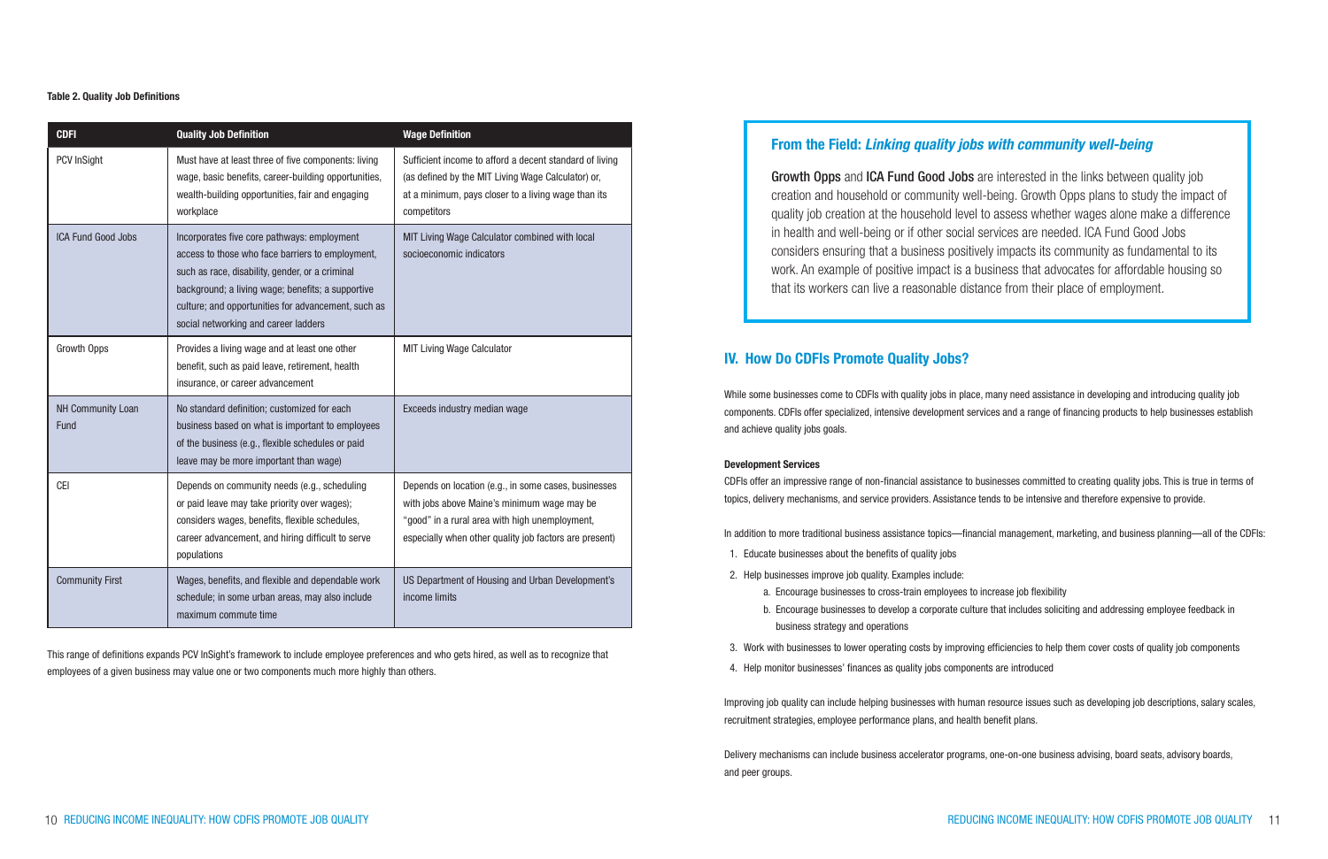**Table 2. Quality Job Definitions**

| CDFI | Quality Job Definition | Wage Definition |
|---|---|---|
| PCV InSight | Must have at least three of five components: living wage, basic benefits, career-building opportunities, wealth-building opportunities, fair and engaging workplace | Sufficient income to afford a decent standard of living (as defined by the MIT Living Wage Calculator) or, at a minimum, pays closer to a living wage than its competitors |
| ICA Fund Good Jobs | Incorporates five core pathways: employment access to those who face barriers to employment, such as race, disability, gender, or a criminal background; a living wage; benefits; a supportive culture; and opportunities for advancement, such as social networking and career ladders | MIT Living Wage Calculator combined with local socioeconomic indicators |
| Growth Opps | Provides a living wage and at least one other benefit, such as paid leave, retirement, health insurance, or career advancement | MIT Living Wage Calculator |
| NH Community Loan Fund | No standard definition; customized for each business based on what is important to employees of the business (e.g., flexible schedules or paid leave may be more important than wage) | Exceeds industry median wage |
| CEI | Depends on community needs (e.g., scheduling or paid leave may take priority over wages); considers wages, benefits, flexible schedules, career advancement, and hiring difficult to serve populations | Depends on location (e.g., in some cases, businesses with jobs above Maine's minimum wage may be "good" in a rural area with high unemployment, especially when other quality job factors are present) |
| Community First | Wages, benefits, and flexible and dependable work schedule; in some urban areas, may also include maximum commute time | US Department of Housing and Urban Development's income limits |

This range of definitions expands PCV InSight's framework to include employee preferences and who gets hired, as well as to recognize that employees of a given business may value one or two components much more highly than others.

**From the Field: *Linking quality jobs with community well-being***

**Growth Opps** and **ICA Fund Good Jobs** are interested in the links between quality job creation and household or community well-being. Growth Opps plans to study the impact of quality job creation at the household level to assess whether wages alone make a difference in health and well-being or if other social services are needed. ICA Fund Good Jobs considers ensuring that a business positively impacts its community as fundamental to its work. An example of positive impact is a business that advocates for affordable housing so that its workers can live a reasonable distance from their place of employment.

## IV. How Do CDFIs Promote Quality Jobs?

While some businesses come to CDFIs with quality jobs in place, many need assistance in developing and introducing quality job components. CDFIs offer specialized, intensive development services and a range of financing products to help businesses establish and achieve quality jobs goals.

### Development Services

CDFIs offer an impressive range of non-financial assistance to businesses committed to creating quality jobs. This is true in terms of topics, delivery mechanisms, and service providers. Assistance tends to be intensive and therefore expensive to provide.

In addition to more traditional business assistance topics—financial management, marketing, and business planning—all of the CDFIs:

1. Educate businesses about the benefits of quality jobs
2. Help businesses improve job quality. Examples include:
   a. Encourage businesses to cross-train employees to increase job flexibility
   b. Encourage businesses to develop a corporate culture that includes soliciting and addressing employee feedback in business strategy and operations
3. Work with businesses to lower operating costs by improving efficiencies to help them cover costs of quality job components
4. Help monitor businesses' finances as quality jobs components are introduced

Improving job quality can include helping businesses with human resource issues such as developing job descriptions, salary scales, recruitment strategies, employee performance plans, and health benefit plans.

Delivery mechanisms can include business accelerator programs, one-on-one business advising, board seats, advisory boards, and peer groups.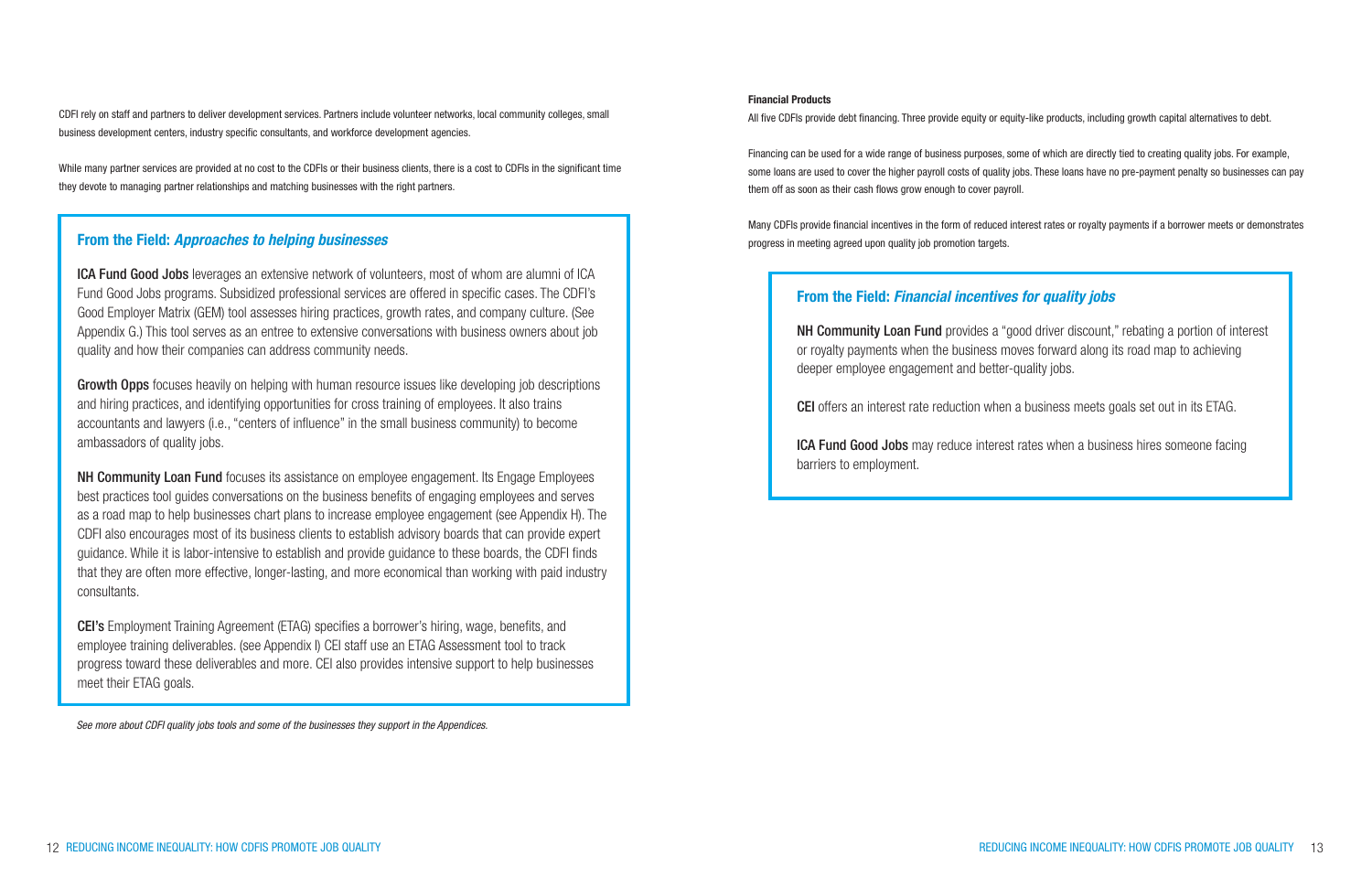CDFI rely on staff and partners to deliver development services. Partners include volunteer networks, local community colleges, small business development centers, industry specific consultants, and workforce development agencies.

While many partner services are provided at no cost to the CDFIs or their business clients, there is a cost to CDFIs in the significant time they devote to managing partner relationships and matching businesses with the right partners.

### From the Field: *Approaches to helping businesses*

**ICA Fund Good Jobs** leverages an extensive network of volunteers, most of whom are alumni of ICA Fund Good Jobs programs. Subsidized professional services are offered in specific cases. The CDFI's Good Employer Matrix (GEM) tool assesses hiring practices, growth rates, and company culture. (See Appendix G.) This tool serves as an entree to extensive conversations with business owners about job quality and how their companies can address community needs.

**Growth Opps** focuses heavily on helping with human resource issues like developing job descriptions and hiring practices, and identifying opportunities for cross training of employees. It also trains accountants and lawyers (i.e., "centers of influence" in the small business community) to become ambassadors of quality jobs.

**NH Community Loan Fund** focuses its assistance on employee engagement. Its Engage Employees best practices tool guides conversations on the business benefits of engaging employees and serves as a road map to help businesses chart plans to increase employee engagement (see Appendix H). The CDFI also encourages most of its business clients to establish advisory boards that can provide expert guidance. While it is labor-intensive to establish and provide guidance to these boards, the CDFI finds that they are often more effective, longer-lasting, and more economical than working with paid industry consultants.

**CEI's** Employment Training Agreement (ETAG) specifies a borrower's hiring, wage, benefits, and employee training deliverables. (see Appendix I) CEI staff use an ETAG Assessment tool to track progress toward these deliverables and more. CEI also provides intensive support to help businesses meet their ETAG goals.

*See more about CDFI quality jobs tools and some of the businesses they support in the Appendices.*

#### Financial Products

All five CDFIs provide debt financing. Three provide equity or equity-like products, including growth capital alternatives to debt.

Financing can be used for a wide range of business purposes, some of which are directly tied to creating quality jobs. For example, some loans are used to cover the higher payroll costs of quality jobs. These loans have no pre-payment penalty so businesses can pay them off as soon as their cash flows grow enough to cover payroll.

Many CDFIs provide financial incentives in the form of reduced interest rates or royalty payments if a borrower meets or demonstrates progress in meeting agreed upon quality job promotion targets.

### From the Field: *Financial incentives for quality jobs*

**NH Community Loan Fund** provides a "good driver discount," rebating a portion of interest or royalty payments when the business moves forward along its road map to achieving deeper employee engagement and better-quality jobs.

**CEI** offers an interest rate reduction when a business meets goals set out in its ETAG.

**ICA Fund Good Jobs** may reduce interest rates when a business hires someone facing barriers to employment.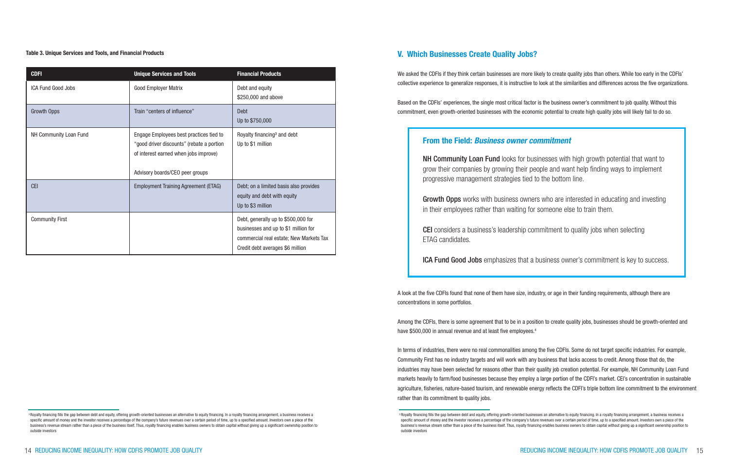**Table 3. Unique Services and Tools, and Financial Products**

| CDFI | Unique Services and Tools | Financial Products |
| --- | --- | --- |
| ICA Fund Good Jobs | Good Employer Matrix | Debt and equity<br>$250,000 and above |
| Growth Opps | Train "centers of influence" | Debt<br>Up to $750,000 |
| NH Community Loan Fund | Engage Employees best practices tied to "good driver discounts" (rebate a portion of interest earned when jobs improve)<br><br>Advisory boards/CEO peer groups | Royalty financing[3] and debt<br>Up to $1 million |
| CEI | Employment Training Agreement (ETAG) | Debt; on a limited basis also provides equity and debt with equity<br>Up to $3 million |
| Community First | | Debt, generally up to $500,000 for businesses and up to $1 million for commercial real estate; New Markets Tax Credit debt averages $6 million |

[3] Royalty financing fills the gap between debt and equity, offering growth-oriented businesses an alternative to equity financing. In a royalty financing arrangement, a business receives a specific amount of money and the investor receives a percentage of the company's future revenues over a certain period of time, up to a specified amount. Investors own a piece of the business's revenue stream rather than a piece of the business itself. Thus, royalty financing enables business owners to obtain capital without giving up a significant ownership position to outside investors

## V. Which Businesses Create Quality Jobs?

We asked the CDFIs if they think certain businesses are more likely to create quality jobs than others. While too early in the CDFIs' collective experience to generalize responses, it is instructive to look at the similarities and differences across the five organizations.

Based on the CDFIs' experiences, the single most critical factor is the business owner's commitment to job quality. Without this commitment, even growth-oriented businesses with the economic potential to create high quality jobs will likely fail to do so.

### From the Field: *Business owner commitment*

**NH Community Loan Fund** looks for businesses with high growth potential that want to grow their companies by growing their people and want help finding ways to implement progressive management strategies tied to the bottom line.

**Growth Opps** works with business owners who are interested in educating and investing in their employees rather than waiting for someone else to train them.

**CEI** considers a business's leadership commitment to quality jobs when selecting ETAG candidates.

**ICA Fund Good Jobs** emphasizes that a business owner's commitment is key to success.

A look at the five CDFIs found that none of them have size, industry, or age in their funding requirements, although there are concentrations in some portfolios.

Among the CDFIs, there is some agreement that to be in a position to create quality jobs, businesses should be growth-oriented and have $500,000 in annual revenue and at least five employees.[4]

In terms of industries, there were no real commonalities among the five CDFIs. Some do not target specific industries. For example, Community First has no industry targets and will work with any business that lacks access to credit. Among those that do, the industries may have been selected for reasons other than their quality job creation potential. For example, NH Community Loan Fund markets heavily to farm/food businesses because they employ a large portion of the CDFI's market. CEI's concentration in sustainable agriculture, fisheries, nature-based tourism, and renewable energy reflects the CDFI's triple bottom line commitment to the environment rather than its commitment to quality jobs.

[3] Royalty financing fills the gap between debt and equity, offering growth-oriented businesses an alternative to equity financing. In a royalty financing arrangement, a business receives a specific amount of money and the investor receives a percentage of the company's future revenues over a certain period of time, up to a specified amount. Investors own a piece of the business's revenue stream rather than a piece of the business itself. Thus, royalty financing enables business owners to obtain capital without giving up a significant ownership position to outside investors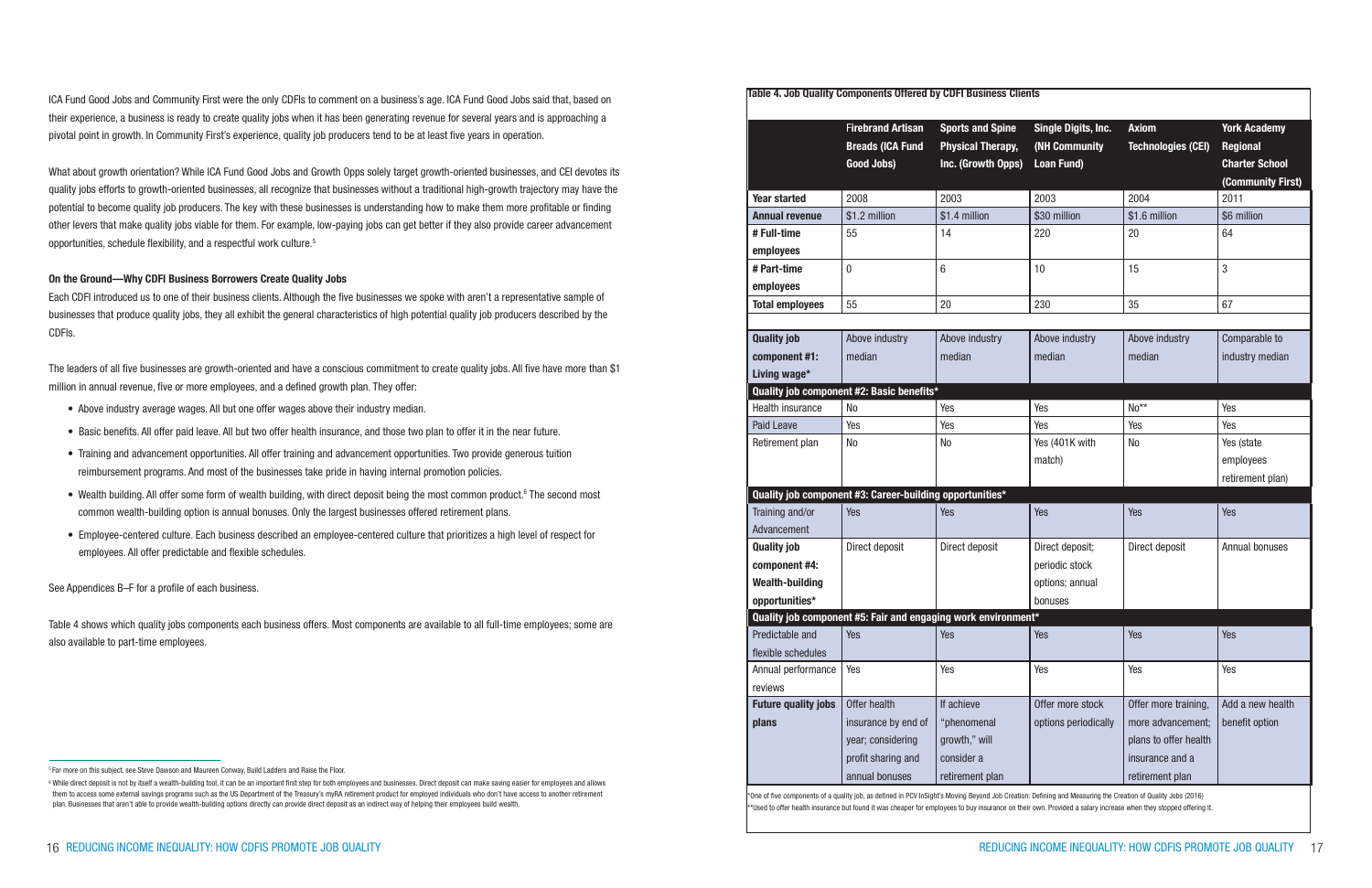ICA Fund Good Jobs and Community First were the only CDFIs to comment on a business's age. ICA Fund Good Jobs said that, based on their experience, a business is ready to create quality jobs when it has been generating revenue for several years and is approaching a pivotal point in growth. In Community First's experience, quality job producers tend to be at least five years in operation.

What about growth orientation? While ICA Fund Good Jobs and Growth Opps solely target growth-oriented businesses, and CEI devotes its quality jobs efforts to growth-oriented businesses, all recognize that businesses without a traditional high-growth trajectory may have the potential to become quality job producers. The key with these businesses is understanding how to make them more profitable or finding other levers that make quality jobs viable for them. For example, low-paying jobs can get better if they also provide career advancement opportunities, schedule flexibility, and a respectful work culture.[5]

#### On the Ground—Why CDFI Business Borrowers Create Quality Jobs

Each CDFI introduced us to one of their business clients. Although the five businesses we spoke with aren't a representative sample of businesses that produce quality jobs, they all exhibit the general characteristics of high potential quality job producers described by the CDFIs.

The leaders of all five businesses are growth-oriented and have a conscious commitment to create quality jobs. All five have more than $1 million in annual revenue, five or more employees, and a defined growth plan. They offer:

- Above industry average wages. All but one offer wages above their industry median.
- Basic benefits. All offer paid leave. All but two offer health insurance, and those two plan to offer it in the near future.
- Training and advancement opportunities. All offer training and advancement opportunities. Two provide generous tuition reimbursement programs. And most of the businesses take pride in having internal promotion policies.
- Wealth building. All offer some form of wealth building, with direct deposit being the most common product.[6] The second most common wealth-building option is annual bonuses. Only the largest businesses offered retirement plans.
- Employee-centered culture. Each business described an employee-centered culture that prioritizes a high level of respect for employees. All offer predictable and flexible schedules.

See Appendices B–F for a profile of each business.

Table 4 shows which quality jobs components each business offers. Most components are available to all full-time employees; some are also available to part-time employees.

[5] For more on this subject, see Steve Dawson and Maureen Conway, Build Ladders and Raise the Floor.

[6] While direct deposit is not by itself a wealth-building tool, it can be an important first step for both employees and businesses. Direct deposit can make saving easier for employees and allows them to access some external savings programs such as the US Department of the Treasury's myRA retirement product for employed individuals who don't have access to another retirement plan. Businesses that aren't able to provide wealth-building options directly can provide direct deposit as an indirect way of helping their employees build wealth.

**Table 4. Job Quality Components Offered by CDFI Business Clients**

| | Firebrand Artisan Breads (ICA Fund Good Jobs) | Sports and Spine Physical Therapy, Inc. (Growth Opps) | Single Digits, Inc. (NH Community Loan Fund) | Axiom Technologies (CEI) | York Academy Regional Charter School (Community First) |
|---|---|---|---|---|---|
| **Year started** | 2008 | 2003 | 2003 | 2004 | 2011 |
| **Annual revenue** | $1.2 million | $1.4 million | $30 million | $1.6 million | $6 million |
| **# Full-time employees** | 55 | 14 | 220 | 20 | 64 |
| **# Part-time employees** | 0 | 6 | 10 | 15 | 3 |
| **Total employees** | 55 | 20 | 230 | 35 | 67 |
| **Quality job component #1: Living wage*** | Above industry median | Above industry median | Above industry median | Above industry median | Comparable to industry median |
| **Quality job component #2: Basic benefits*** | | | | | |
| Health insurance | No | Yes | Yes | No** | Yes |
| Paid Leave | Yes | Yes | Yes | Yes | Yes |
| Retirement plan | No | No | Yes (401K with match) | No | Yes (state employees retirement plan) |
| **Quality job component #3: Career-building opportunities*** | | | | | |
| Training and/or Advancement | Yes | Yes | Yes | Yes | Yes |
| **Quality job component #4: Wealth-building opportunities*** | Direct deposit | Direct deposit | Direct deposit; periodic stock options; annual bonuses | Direct deposit | Annual bonuses |
| **Quality job component #5: Fair and engaging work environment*** | | | | | |
| Predictable and flexible schedules | Yes | Yes | Yes | Yes | Yes |
| Annual performance reviews | Yes | Yes | Yes | Yes | Yes |
| **Future quality jobs plans** | Offer health insurance by end of year; considering profit sharing and annual bonuses | If achieve "phenomenal growth," will consider a retirement plan | Offer more stock options periodically | Offer more training, more advancement; plans to offer health insurance and a retirement plan | Add a new health benefit option |

*One of five components of a quality job, as defined in PCV InSight's Moving Beyond Job Creation: Defining and Measuring the Creation of Quality Jobs (2016)

**Used to offer health insurance but found it was cheaper for employees to buy insurance on their own. Provided a salary increase when they stopped offering it.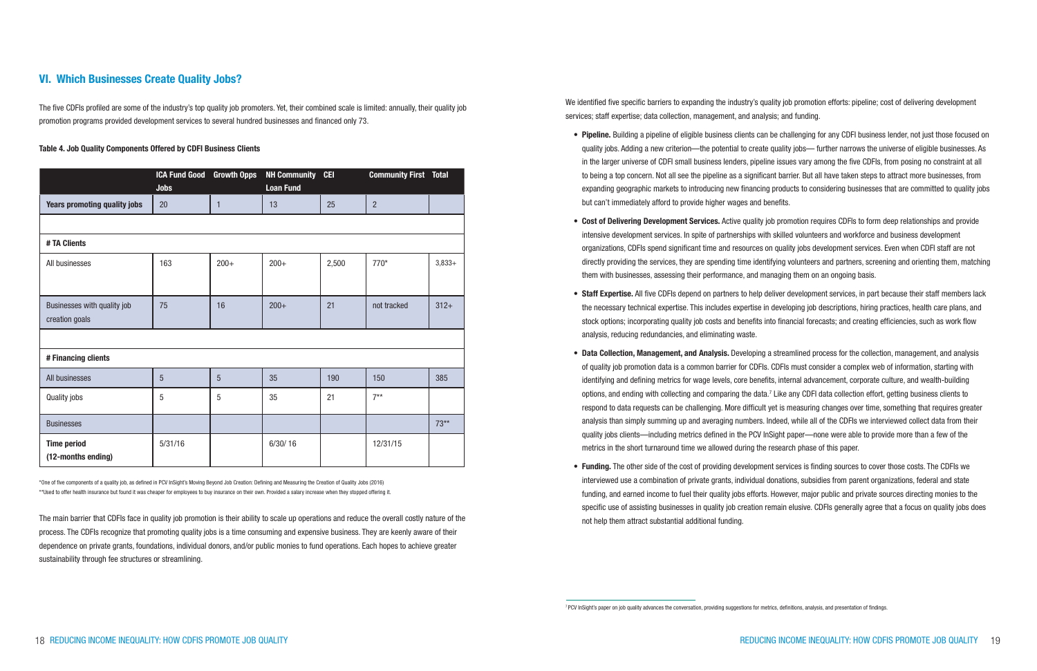## VI. Which Businesses Create Quality Jobs?

The five CDFIs profiled are some of the industry's top quality job promoters. Yet, their combined scale is limited: annually, their quality job promotion programs provided development services to several hundred businesses and financed only 73.

**Table 4. Job Quality Components Offered by CDFI Business Clients**

| | ICA Fund Good Jobs | Growth Opps | NH Community Loan Fund | CEI | Community First | Total |
|---|---|---|---|---|---|---|
| **Years promoting quality jobs** | 20 | 1 | 13 | 25 | 2 | |
| | | | | | | |
| **# TA Clients** | | | | | | |
| All businesses | 163 | 200+ | 200+ | 2,500 | 770* | 3,833+ |
| Businesses with quality job creation goals | 75 | 16 | 200+ | 21 | not tracked | 312+ |
| | | | | | | |
| **# Financing clients** | | | | | | |
| All businesses | 5 | 5 | 35 | 190 | 150 | 385 |
| Quality jobs | 5 | 5 | 35 | 21 | 7** | |
| Businesses | | | | | | 73** |
| **Time period (12-months ending)** | 5/31/16 | | 6/30/ 16 | | 12/31/15 | |

*One of five components of a quality job, as defined in PCV InSight's Moving Beyond Job Creation: Defining and Measuring the Creation of Quality Jobs (2016)

**Used to offer health insurance but found it was cheaper for employees to buy insurance on their own. Provided a salary increase when they stopped offering it.

The main barrier that CDFIs face in quality job promotion is their ability to scale up operations and reduce the overall costly nature of the process. The CDFIs recognize that promoting quality jobs is a time consuming and expensive business. They are keenly aware of their dependence on private grants, foundations, individual donors, and/or public monies to fund operations. Each hopes to achieve greater sustainability through fee structures or streamlining.

We identified five specific barriers to expanding the industry's quality job promotion efforts: pipeline; cost of delivering development services; staff expertise; data collection, management, and analysis; and funding.

- **Pipeline.** Building a pipeline of eligible business clients can be challenging for any CDFI business lender, not just those focused on quality jobs. Adding a new criterion—the potential to create quality jobs— further narrows the universe of eligible businesses. As in the larger universe of CDFI small business lenders, pipeline issues vary among the five CDFIs, from posing no constraint at all to being a top concern. Not all see the pipeline as a significant barrier. But all have taken steps to attract more businesses, from expanding geographic markets to introducing new financing products to considering businesses that are committed to quality jobs but can't immediately afford to provide higher wages and benefits.
- **Cost of Delivering Development Services.** Active quality job promotion requires CDFIs to form deep relationships and provide intensive development services. In spite of partnerships with skilled volunteers and workforce and business development organizations, CDFIs spend significant time and resources on quality jobs development services. Even when CDFI staff are not directly providing the services, they are spending time identifying volunteers and partners, screening and orienting them, matching them with businesses, assessing their performance, and managing them on an ongoing basis.
- **Staff Expertise.** All five CDFIs depend on partners to help deliver development services, in part because their staff members lack the necessary technical expertise. This includes expertise in developing job descriptions, hiring practices, health care plans, and stock options; incorporating quality job costs and benefits into financial forecasts; and creating efficiencies, such as work flow analysis, reducing redundancies, and eliminating waste.
- **Data Collection, Management, and Analysis.** Developing a streamlined process for the collection, management, and analysis of quality job promotion data is a common barrier for CDFIs. CDFIs must consider a complex web of information, starting with identifying and defining metrics for wage levels, core benefits, internal advancement, corporate culture, and wealth-building options, and ending with collecting and comparing the data.[7] Like any CDFI data collection effort, getting business clients to respond to data requests can be challenging. More difficult yet is measuring changes over time, something that requires greater analysis than simply summing up and averaging numbers. Indeed, while all of the CDFIs we interviewed collect data from their quality jobs clients—including metrics defined in the PCV InSight paper—none were able to provide more than a few of the metrics in the short turnaround time we allowed during the research phase of this paper.
- **Funding.** The other side of the cost of providing development services is finding sources to cover those costs. The CDFIs we interviewed use a combination of private grants, individual donations, subsidies from parent organizations, federal and state funding, and earned income to fuel their quality jobs efforts. However, major public and private sources directing monies to the specific use of assisting businesses in quality job creation remain elusive. CDFIs generally agree that a focus on quality jobs does not help them attract substantial additional funding.

[7] PCV InSight's paper on job quality advances the conversation, providing suggestions for metrics, definitions, analysis, and presentation of findings.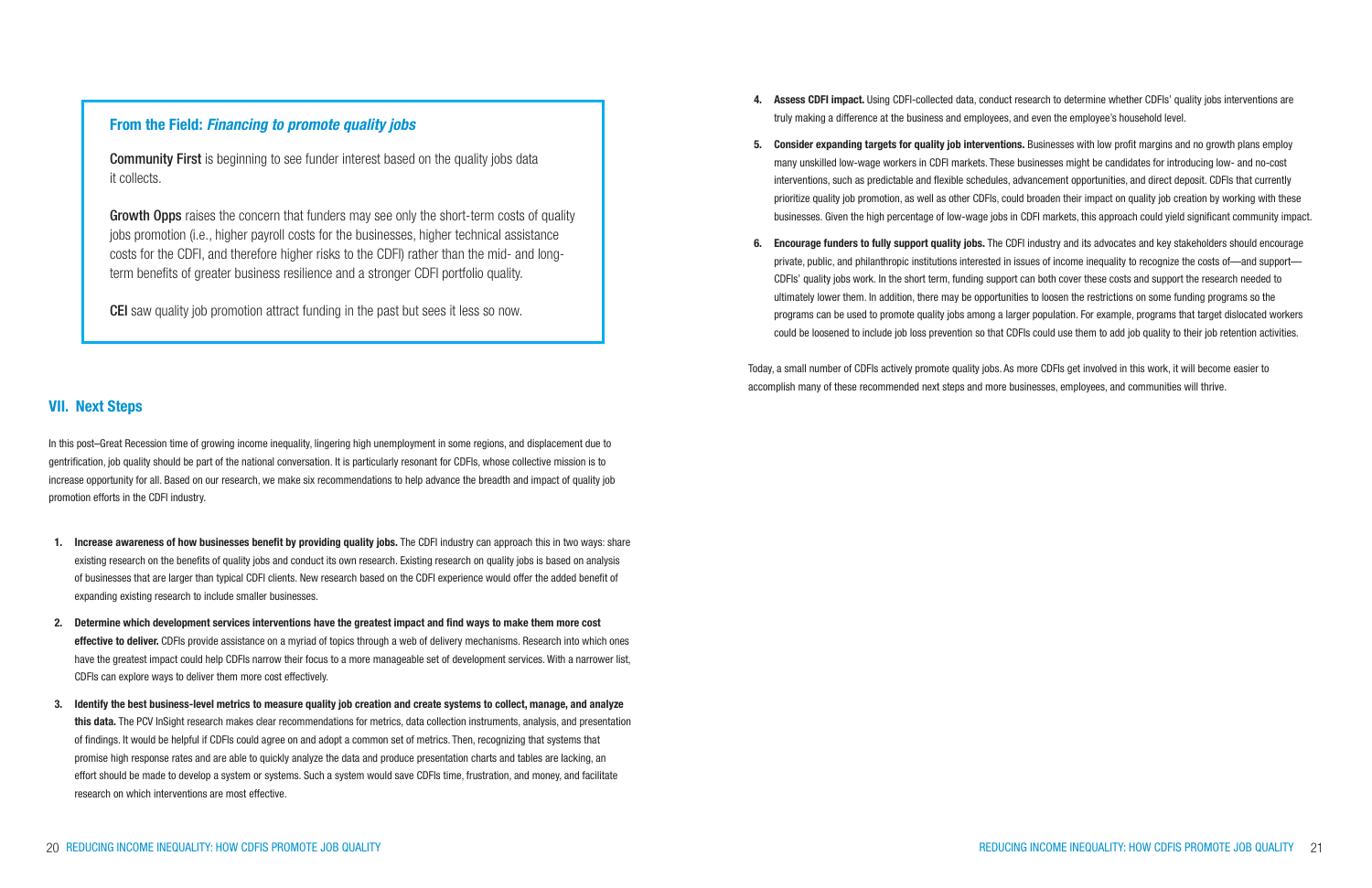> ### From the Field: *Financing to promote quality jobs*
>
> **Community First** is beginning to see funder interest based on the quality jobs data it collects.
>
> **Growth Opps** raises the concern that funders may see only the short-term costs of quality jobs promotion (i.e., higher payroll costs for the businesses, higher technical assistance costs for the CDFI, and therefore higher risks to the CDFI) rather than the mid- and long-term benefits of greater business resilience and a stronger CDFI portfolio quality.
>
> **CEI** saw quality job promotion attract funding in the past but sees it less so now.

## VII. Next Steps

In this post–Great Recession time of growing income inequality, lingering high unemployment in some regions, and displacement due to gentrification, job quality should be part of the national conversation. It is particularly resonant for CDFIs, whose collective mission is to increase opportunity for all. Based on our research, we make six recommendations to help advance the breadth and impact of quality job promotion efforts in the CDFI industry.

1. **Increase awareness of how businesses benefit by providing quality jobs.** The CDFI industry can approach this in two ways: share existing research on the benefits of quality jobs and conduct its own research. Existing research on quality jobs is based on analysis of businesses that are larger than typical CDFI clients. New research based on the CDFI experience would offer the added benefit of expanding existing research to include smaller businesses.
2. **Determine which development services interventions have the greatest impact and find ways to make them more cost effective to deliver.** CDFIs provide assistance on a myriad of topics through a web of delivery mechanisms. Research into which ones have the greatest impact could help CDFIs narrow their focus to a more manageable set of development services. With a narrower list, CDFIs can explore ways to deliver them more cost effectively.
3. **Identify the best business-level metrics to measure quality job creation and create systems to collect, manage, and analyze this data.** The PCV InSight research makes clear recommendations for metrics, data collection instruments, analysis, and presentation of findings. It would be helpful if CDFIs could agree on and adopt a common set of metrics. Then, recognizing that systems that promise high response rates and are able to quickly analyze the data and produce presentation charts and tables are lacking, an effort should be made to develop a system or systems. Such a system would save CDFIs time, frustration, and money, and facilitate research on which interventions are most effective.
4. **Assess CDFI impact.** Using CDFI-collected data, conduct research to determine whether CDFIs' quality jobs interventions are truly making a difference at the business and employees, and even the employee's household level.
5. **Consider expanding targets for quality job interventions.** Businesses with low profit margins and no growth plans employ many unskilled low-wage workers in CDFI markets. These businesses might be candidates for introducing low- and no-cost interventions, such as predictable and flexible schedules, advancement opportunities, and direct deposit. CDFIs that currently prioritize quality job promotion, as well as other CDFIs, could broaden their impact on quality job creation by working with these businesses. Given the high percentage of low-wage jobs in CDFI markets, this approach could yield significant community impact.
6. **Encourage funders to fully support quality jobs.** The CDFI industry and its advocates and key stakeholders should encourage private, public, and philanthropic institutions interested in issues of income inequality to recognize the costs of—and support—CDFIs' quality jobs work. In the short term, funding support can both cover these costs and support the research needed to ultimately lower them. In addition, there may be opportunities to loosen the restrictions on some funding programs so the programs can be used to promote quality jobs among a larger population. For example, programs that target dislocated workers could be loosened to include job loss prevention so that CDFIs could use them to add job quality to their job retention activities.

Today, a small number of CDFIs actively promote quality jobs. As more CDFIs get involved in this work, it will become easier to accomplish many of these recommended next steps and more businesses, employees, and communities will thrive.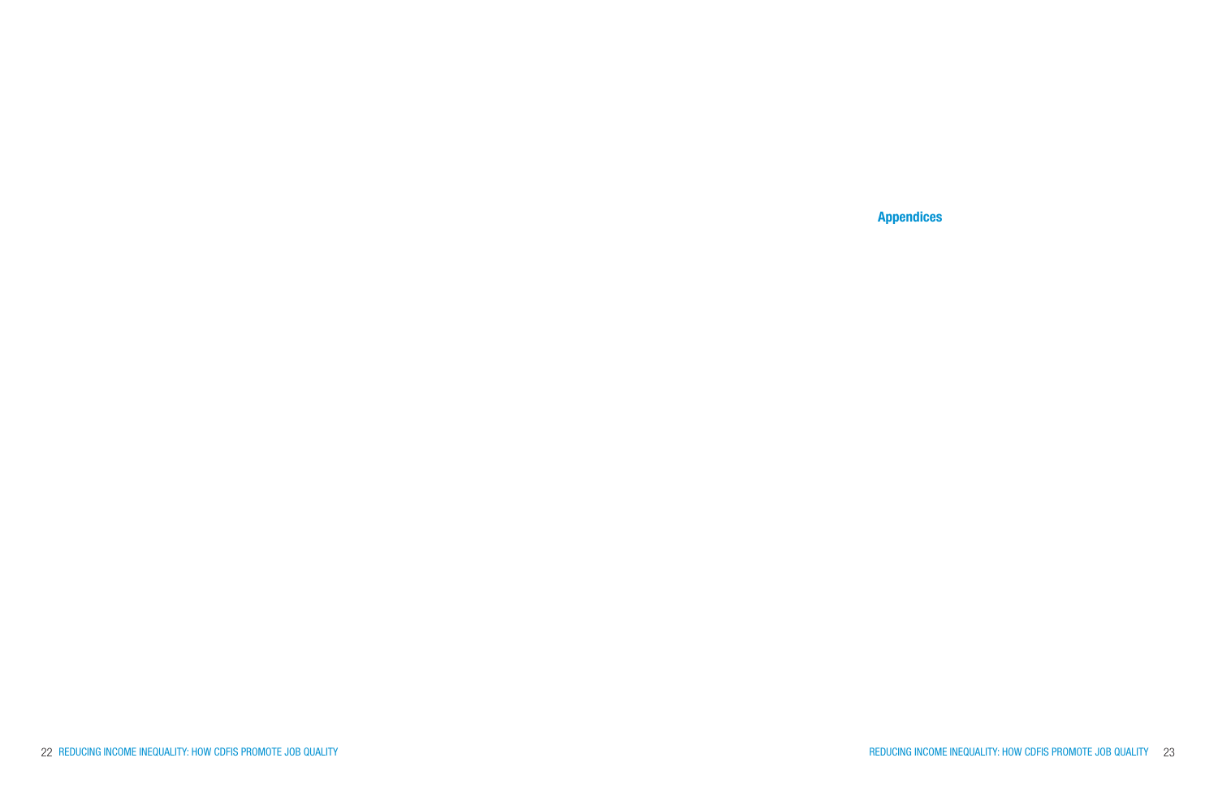# Appendices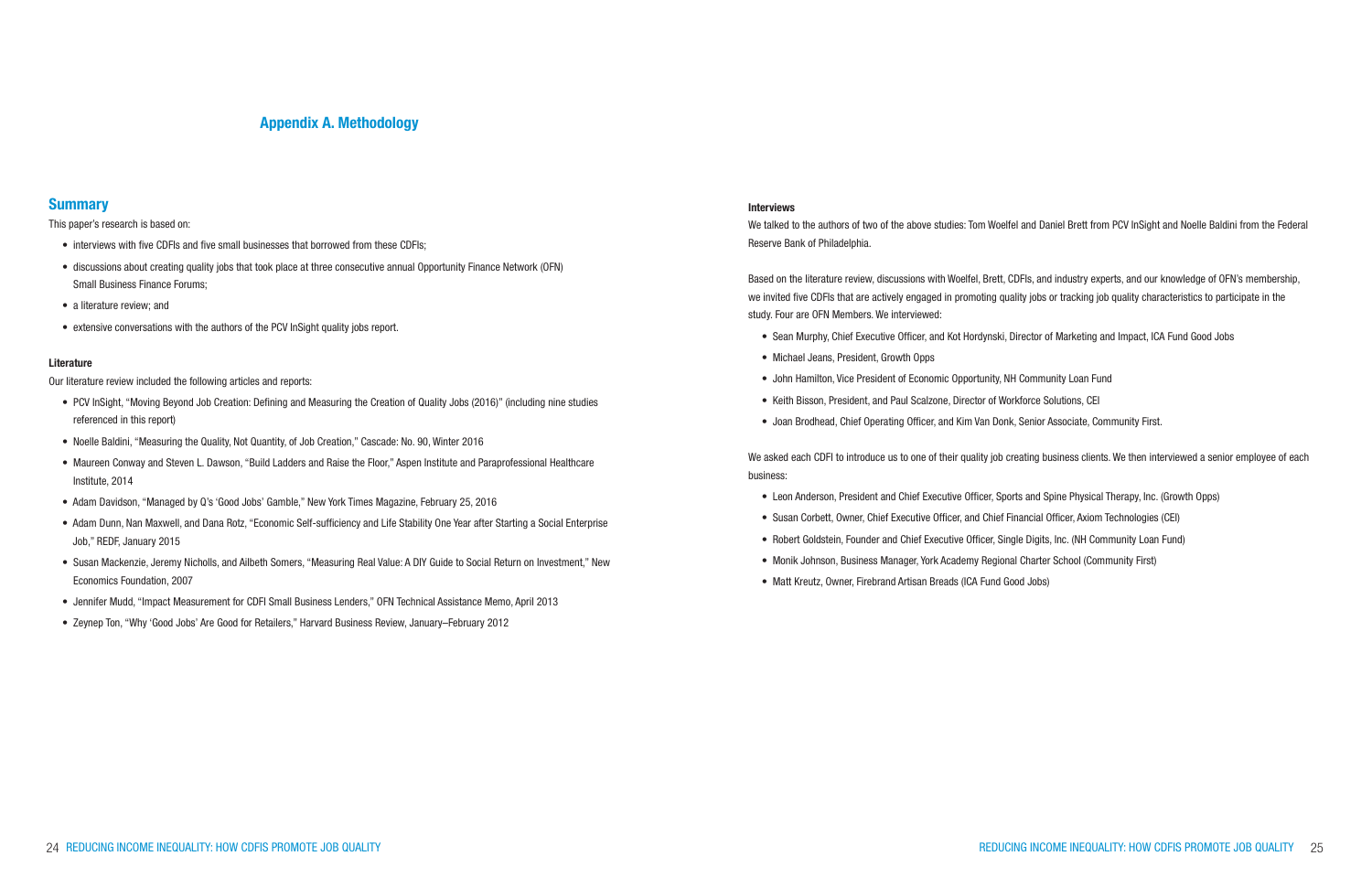# Appendix A. Methodology

## Summary

This paper's research is based on:

- interviews with five CDFIs and five small businesses that borrowed from these CDFIs;
- discussions about creating quality jobs that took place at three consecutive annual Opportunity Finance Network (OFN) Small Business Finance Forums;
- a literature review; and
- extensive conversations with the authors of the PCV InSight quality jobs report.

### Literature

Our literature review included the following articles and reports:

- PCV InSight, "Moving Beyond Job Creation: Defining and Measuring the Creation of Quality Jobs (2016)" (including nine studies referenced in this report)
- Noelle Baldini, "Measuring the Quality, Not Quantity, of Job Creation," Cascade: No. 90, Winter 2016
- Maureen Conway and Steven L. Dawson, "Build Ladders and Raise the Floor," Aspen Institute and Paraprofessional Healthcare Institute, 2014
- Adam Davidson, "Managed by Q's 'Good Jobs' Gamble," New York Times Magazine, February 25, 2016
- Adam Dunn, Nan Maxwell, and Dana Rotz, "Economic Self-sufficiency and Life Stability One Year after Starting a Social Enterprise Job," REDF, January 2015
- Susan Mackenzie, Jeremy Nicholls, and Ailbeth Somers, "Measuring Real Value: A DIY Guide to Social Return on Investment," New Economics Foundation, 2007
- Jennifer Mudd, "Impact Measurement for CDFI Small Business Lenders," OFN Technical Assistance Memo, April 2013
- Zeynep Ton, "Why 'Good Jobs' Are Good for Retailers," Harvard Business Review, January–February 2012

### Interviews

We talked to the authors of two of the above studies: Tom Woelfel and Daniel Brett from PCV InSight and Noelle Baldini from the Federal Reserve Bank of Philadelphia.

Based on the literature review, discussions with Woelfel, Brett, CDFIs, and industry experts, and our knowledge of OFN's membership, we invited five CDFIs that are actively engaged in promoting quality jobs or tracking job quality characteristics to participate in the study. Four are OFN Members. We interviewed:

- Sean Murphy, Chief Executive Officer, and Kot Hordynski, Director of Marketing and Impact, ICA Fund Good Jobs
- Michael Jeans, President, Growth Opps
- John Hamilton, Vice President of Economic Opportunity, NH Community Loan Fund
- Keith Bisson, President, and Paul Scalzone, Director of Workforce Solutions, CEI
- Joan Brodhead, Chief Operating Officer, and Kim Van Donk, Senior Associate, Community First.

We asked each CDFI to introduce us to one of their quality job creating business clients. We then interviewed a senior employee of each business:

- Leon Anderson, President and Chief Executive Officer, Sports and Spine Physical Therapy, Inc. (Growth Opps)
- Susan Corbett, Owner, Chief Executive Officer, and Chief Financial Officer, Axiom Technologies (CEI)
- Robert Goldstein, Founder and Chief Executive Officer, Single Digits, Inc. (NH Community Loan Fund)
- Monik Johnson, Business Manager, York Academy Regional Charter School (Community First)
- Matt Kreutz, Owner, Firebrand Artisan Breads (ICA Fund Good Jobs)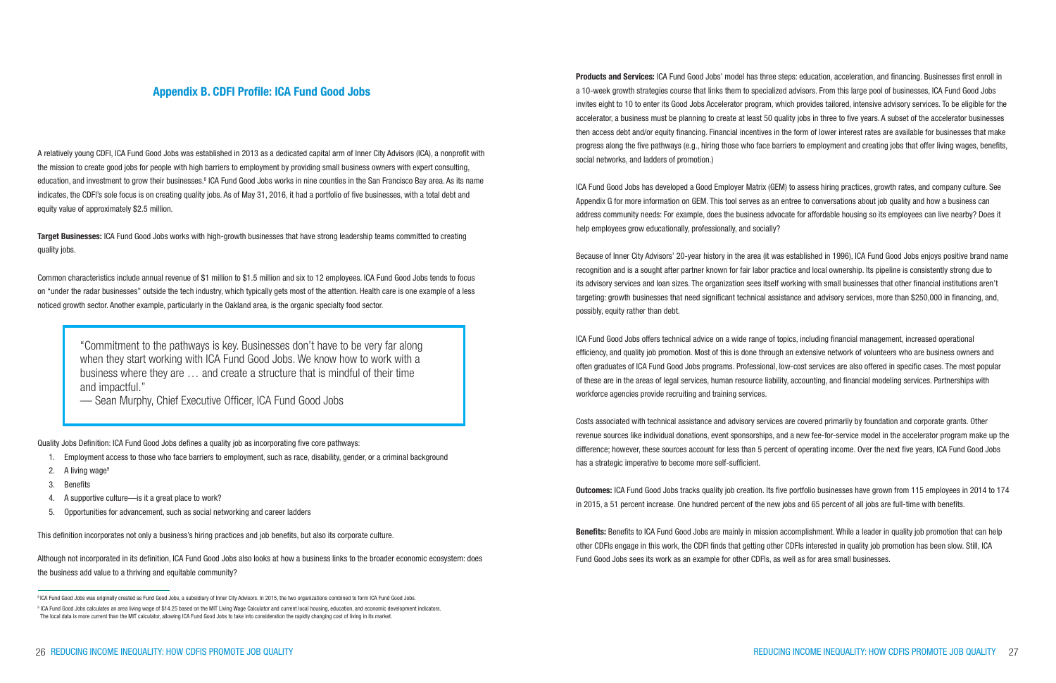## Appendix B. CDFI Profile: ICA Fund Good Jobs

A relatively young CDFI, ICA Fund Good Jobs was established in 2013 as a dedicated capital arm of Inner City Advisors (ICA), a nonprofit with the mission to create good jobs for people with high barriers to employment by providing small business owners with expert consulting, education, and investment to grow their businesses.[8] ICA Fund Good Jobs works in nine counties in the San Francisco Bay area. As its name indicates, the CDFI's sole focus is on creating quality jobs. As of May 31, 2016, it had a portfolio of five businesses, with a total debt and equity value of approximately $2.5 million.

**Target Businesses:** ICA Fund Good Jobs works with high-growth businesses that have strong leadership teams committed to creating quality jobs.

Common characteristics include annual revenue of $1 million to $1.5 million and six to 12 employees. ICA Fund Good Jobs tends to focus on "under the radar businesses" outside the tech industry, which typically gets most of the attention. Health care is one example of a less noticed growth sector. Another example, particularly in the Oakland area, is the organic specialty food sector.

> "Commitment to the pathways is key. Businesses don't have to be very far along when they start working with ICA Fund Good Jobs. We know how to work with a business where they are … and create a structure that is mindful of their time and impactful."
> — Sean Murphy, Chief Executive Officer, ICA Fund Good Jobs

Quality Jobs Definition: ICA Fund Good Jobs defines a quality job as incorporating five core pathways:

1. Employment access to those who face barriers to employment, such as race, disability, gender, or a criminal background
2. A living wage[9]
3. Benefits
4. A supportive culture—is it a great place to work?
5. Opportunities for advancement, such as social networking and career ladders

This definition incorporates not only a business's hiring practices and job benefits, but also its corporate culture.

Although not incorporated in its definition, ICA Fund Good Jobs also looks at how a business links to the broader economic ecosystem: does the business add value to a thriving and equitable community?

[8] ICA Fund Good Jobs was originally created as Fund Good Jobs, a subsidiary of Inner City Advisors. In 2015, the two organizations combined to form ICA Fund Good Jobs.

[9] ICA Fund Good Jobs calculates an area living wage of $14.25 based on the MIT Living Wage Calculator and current local housing, education, and economic development indicators. The local data is more current than the MIT calculator, allowing ICA Fund Good Jobs to take into consideration the rapidly changing cost of living in its market.

**Products and Services:** ICA Fund Good Jobs' model has three steps: education, acceleration, and financing. Businesses first enroll in a 10-week growth strategies course that links them to specialized advisors. From this large pool of businesses, ICA Fund Good Jobs invites eight to 10 to enter its Good Jobs Accelerator program, which provides tailored, intensive advisory services. To be eligible for the accelerator, a business must be planning to create at least 50 quality jobs in three to five years. A subset of the accelerator businesses then access debt and/or equity financing. Financial incentives in the form of lower interest rates are available for businesses that make progress along the five pathways (e.g., hiring those who face barriers to employment and creating jobs that offer living wages, benefits, social networks, and ladders of promotion.)

ICA Fund Good Jobs has developed a Good Employer Matrix (GEM) to assess hiring practices, growth rates, and company culture. See Appendix G for more information on GEM. This tool serves as an entree to conversations about job quality and how a business can address community needs: For example, does the business advocate for affordable housing so its employees can live nearby? Does it help employees grow educationally, professionally, and socially?

Because of Inner City Advisors' 20-year history in the area (it was established in 1996), ICA Fund Good Jobs enjoys positive brand name recognition and is a sought after partner known for fair labor practice and local ownership. Its pipeline is consistently strong due to its advisory services and loan sizes. The organization sees itself working with small businesses that other financial institutions aren't targeting: growth businesses that need significant technical assistance and advisory services, more than $250,000 in financing, and, possibly, equity rather than debt.

ICA Fund Good Jobs offers technical advice on a wide range of topics, including financial management, increased operational efficiency, and quality job promotion. Most of this is done through an extensive network of volunteers who are business owners and often graduates of ICA Fund Good Jobs programs. Professional, low-cost services are also offered in specific cases. The most popular of these are in the areas of legal services, human resource liability, accounting, and financial modeling services. Partnerships with workforce agencies provide recruiting and training services.

Costs associated with technical assistance and advisory services are covered primarily by foundation and corporate grants. Other revenue sources like individual donations, event sponsorships, and a new fee-for-service model in the accelerator program make up the difference; however, these sources account for less than 5 percent of operating income. Over the next five years, ICA Fund Good Jobs has a strategic imperative to become more self-sufficient.

**Outcomes:** ICA Fund Good Jobs tracks quality job creation. Its five portfolio businesses have grown from 115 employees in 2014 to 174 in 2015, a 51 percent increase. One hundred percent of the new jobs and 65 percent of all jobs are full-time with benefits.

**Benefits:** Benefits to ICA Fund Good Jobs are mainly in mission accomplishment. While a leader in quality job promotion that can help other CDFIs engage in this work, the CDFI finds that getting other CDFIs interested in quality job promotion has been slow. Still, ICA Fund Good Jobs sees its work as an example for other CDFIs, as well as for area small businesses.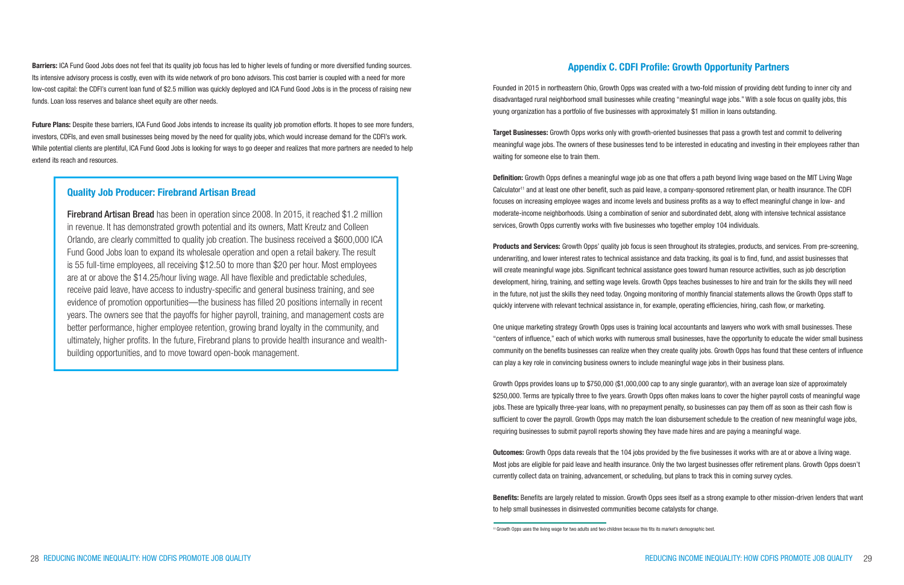**Barriers:** ICA Fund Good Jobs does not feel that its quality job focus has led to higher levels of funding or more diversified funding sources. Its intensive advisory process is costly, even with its wide network of pro bono advisors. This cost barrier is coupled with a need for more low-cost capital: the CDFI's current loan fund of $2.5 million was quickly deployed and ICA Fund Good Jobs is in the process of raising new funds. Loan loss reserves and balance sheet equity are other needs.

**Future Plans:** Despite these barriers, ICA Fund Good Jobs intends to increase its quality job promotion efforts. It hopes to see more funders, investors, CDFIs, and even small businesses being moved by the need for quality jobs, which would increase demand for the CDFI's work. While potential clients are plentiful, ICA Fund Good Jobs is looking for ways to go deeper and realizes that more partners are needed to help extend its reach and resources.

### Quality Job Producer: Firebrand Artisan Bread

**Firebrand Artisan Bread** has been in operation since 2008. In 2015, it reached $1.2 million in revenue. It has demonstrated growth potential and its owners, Matt Kreutz and Colleen Orlando, are clearly committed to quality job creation. The business received a $600,000 ICA Fund Good Jobs loan to expand its wholesale operation and open a retail bakery. The result is 55 full-time employees, all receiving $12.50 to more than $20 per hour. Most employees are at or above the $14.25/hour living wage. All have flexible and predictable schedules, receive paid leave, have access to industry-specific and general business training, and see evidence of promotion opportunities—the business has filled 20 positions internally in recent years. The owners see that the payoffs for higher payroll, training, and management costs are better performance, higher employee retention, growing brand loyalty in the community, and ultimately, higher profits. In the future, Firebrand plans to provide health insurance and wealth-building opportunities, and to move toward open-book management.

## Appendix C. CDFI Profile: Growth Opportunity Partners

Founded in 2015 in northeastern Ohio, Growth Opps was created with a two-fold mission of providing debt funding to inner city and disadvantaged rural neighborhood small businesses while creating "meaningful wage jobs." With a sole focus on quality jobs, this young organization has a portfolio of five businesses with approximately $1 million in loans outstanding.

**Target Businesses:** Growth Opps works only with growth-oriented businesses that pass a growth test and commit to delivering meaningful wage jobs. The owners of these businesses tend to be interested in educating and investing in their employees rather than waiting for someone else to train them.

**Definition:** Growth Opps defines a meaningful wage job as one that offers a path beyond living wage based on the MIT Living Wage Calculator[11] and at least one other benefit, such as paid leave, a company-sponsored retirement plan, or health insurance. The CDFI focuses on increasing employee wages and income levels and business profits as a way to effect meaningful change in low- and moderate-income neighborhoods. Using a combination of senior and subordinated debt, along with intensive technical assistance services, Growth Opps currently works with five businesses who together employ 104 individuals.

**Products and Services:** Growth Opps' quality job focus is seen throughout its strategies, products, and services. From pre-screening, underwriting, and lower interest rates to technical assistance and data tracking, its goal is to find, fund, and assist businesses that will create meaningful wage jobs. Significant technical assistance goes toward human resource activities, such as job description development, hiring, training, and setting wage levels. Growth Opps teaches businesses to hire and train for the skills they will need in the future, not just the skills they need today. Ongoing monitoring of monthly financial statements allows the Growth Opps staff to quickly intervene with relevant technical assistance in, for example, operating efficiencies, hiring, cash flow, or marketing.

One unique marketing strategy Growth Opps uses is training local accountants and lawyers who work with small businesses. These "centers of influence," each of which works with numerous small businesses, have the opportunity to educate the wider small business community on the benefits businesses can realize when they create quality jobs. Growth Opps has found that these centers of influence can play a key role in convincing business owners to include meaningful wage jobs in their business plans.

Growth Opps provides loans up to $750,000 ($1,000,000 cap to any single guarantor), with an average loan size of approximately $250,000. Terms are typically three to five years. Growth Opps often makes loans to cover the higher payroll costs of meaningful wage jobs. These are typically three-year loans, with no prepayment penalty, so businesses can pay them off as soon as their cash flow is sufficient to cover the payroll. Growth Opps may match the loan disbursement schedule to the creation of new meaningful wage jobs, requiring businesses to submit payroll reports showing they have made hires and are paying a meaningful wage.

**Outcomes:** Growth Opps data reveals that the 104 jobs provided by the five businesses it works with are at or above a living wage. Most jobs are eligible for paid leave and health insurance. Only the two largest businesses offer retirement plans. Growth Opps doesn't currently collect data on training, advancement, or scheduling, but plans to track this in coming survey cycles.

**Benefits:** Benefits are largely related to mission. Growth Opps sees itself as a strong example to other mission-driven lenders that want to help small businesses in disinvested communities become catalysts for change.

[11] Growth Opps uses the living wage for two adults and two children because this fits its market's demographic best.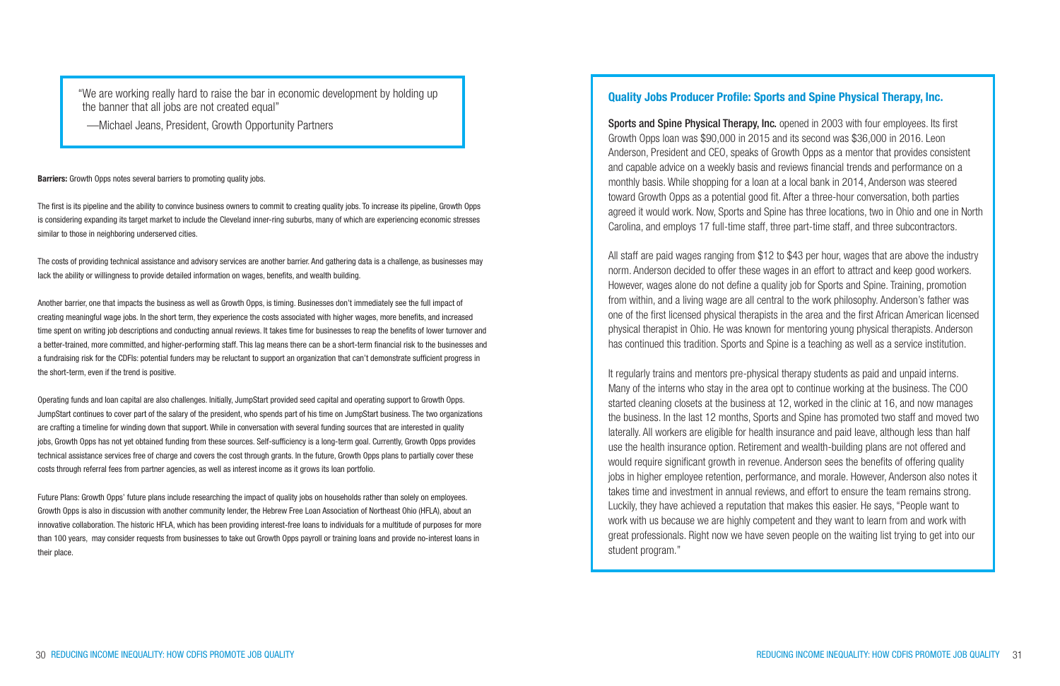> "We are working really hard to raise the bar in economic development by holding up the banner that all jobs are not created equal"
>
> —Michael Jeans, President, Growth Opportunity Partners

**Barriers:** Growth Opps notes several barriers to promoting quality jobs.

The first is its pipeline and the ability to convince business owners to commit to creating quality jobs. To increase its pipeline, Growth Opps is considering expanding its target market to include the Cleveland inner-ring suburbs, many of which are experiencing economic stresses similar to those in neighboring underserved cities.

The costs of providing technical assistance and advisory services are another barrier. And gathering data is a challenge, as businesses may lack the ability or willingness to provide detailed information on wages, benefits, and wealth building.

Another barrier, one that impacts the business as well as Growth Opps, is timing. Businesses don't immediately see the full impact of creating meaningful wage jobs. In the short term, they experience the costs associated with higher wages, more benefits, and increased time spent on writing job descriptions and conducting annual reviews. It takes time for businesses to reap the benefits of lower turnover and a better-trained, more committed, and higher-performing staff. This lag means there can be a short-term financial risk to the businesses and a fundraising risk for the CDFIs: potential funders may be reluctant to support an organization that can't demonstrate sufficient progress in the short-term, even if the trend is positive.

Operating funds and loan capital are also challenges. Initially, JumpStart provided seed capital and operating support to Growth Opps. JumpStart continues to cover part of the salary of the president, who spends part of his time on JumpStart business. The two organizations are crafting a timeline for winding down that support. While in conversation with several funding sources that are interested in quality jobs, Growth Opps has not yet obtained funding from these sources. Self-sufficiency is a long-term goal. Currently, Growth Opps provides technical assistance services free of charge and covers the cost through grants. In the future, Growth Opps plans to partially cover these costs through referral fees from partner agencies, as well as interest income as it grows its loan portfolio.

Future Plans: Growth Opps' future plans include researching the impact of quality jobs on households rather than solely on employees. Growth Opps is also in discussion with another community lender, the Hebrew Free Loan Association of Northeast Ohio (HFLA), about an innovative collaboration. The historic HFLA, which has been providing interest-free loans to individuals for a multitude of purposes for more than 100 years, may consider requests from businesses to take out Growth Opps payroll or training loans and provide no-interest loans in their place.

### Quality Jobs Producer Profile: Sports and Spine Physical Therapy, Inc.

**Sports and Spine Physical Therapy, Inc.** opened in 2003 with four employees. Its first Growth Opps loan was $90,000 in 2015 and its second was $36,000 in 2016. Leon Anderson, President and CEO, speaks of Growth Opps as a mentor that provides consistent and capable advice on a weekly basis and reviews financial trends and performance on a monthly basis. While shopping for a loan at a local bank in 2014, Anderson was steered toward Growth Opps as a potential good fit. After a three-hour conversation, both parties agreed it would work. Now, Sports and Spine has three locations, two in Ohio and one in North Carolina, and employs 17 full-time staff, three part-time staff, and three subcontractors.

All staff are paid wages ranging from $12 to $43 per hour, wages that are above the industry norm. Anderson decided to offer these wages in an effort to attract and keep good workers. However, wages alone do not define a quality job for Sports and Spine. Training, promotion from within, and a living wage are all central to the work philosophy. Anderson's father was one of the first licensed physical therapists in the area and the first African American licensed physical therapist in Ohio. He was known for mentoring young physical therapists. Anderson has continued this tradition. Sports and Spine is a teaching as well as a service institution.

It regularly trains and mentors pre-physical therapy students as paid and unpaid interns. Many of the interns who stay in the area opt to continue working at the business. The COO started cleaning closets at the business at 12, worked in the clinic at 16, and now manages the business. In the last 12 months, Sports and Spine has promoted two staff and moved two laterally. All workers are eligible for health insurance and paid leave, although less than half use the health insurance option. Retirement and wealth-building plans are not offered and would require significant growth in revenue. Anderson sees the benefits of offering quality jobs in higher employee retention, performance, and morale. However, Anderson also notes it takes time and investment in annual reviews, and effort to ensure the team remains strong. Luckily, they have achieved a reputation that makes this easier. He says, "People want to work with us because we are highly competent and they want to learn from and work with great professionals. Right now we have seven people on the waiting list trying to get into our student program."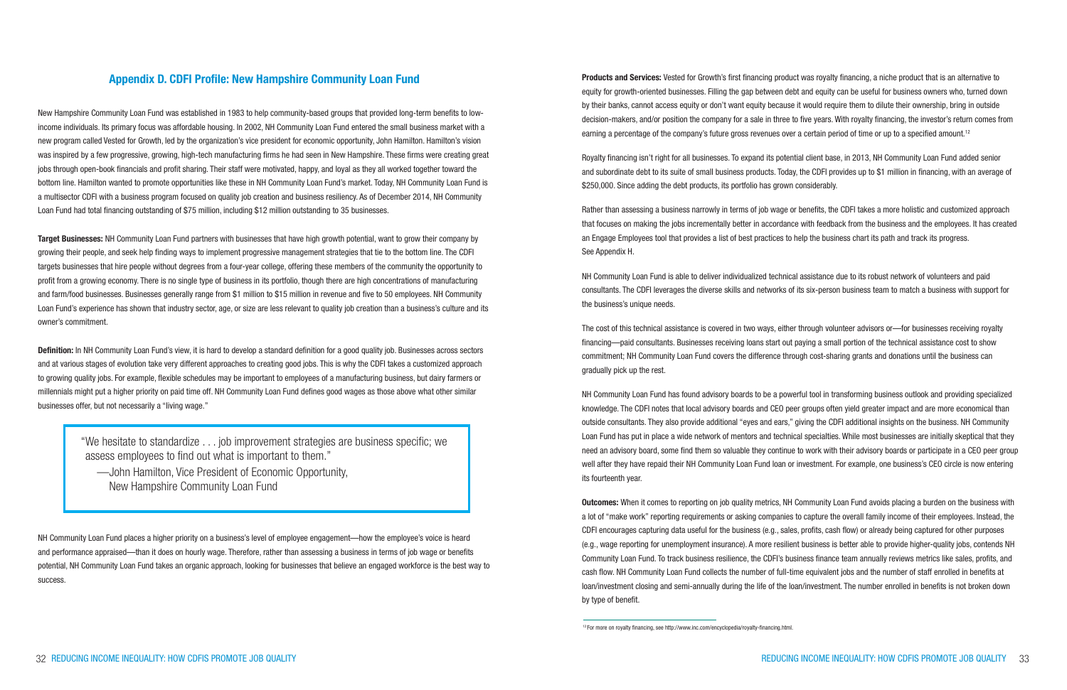## Appendix D. CDFI Profile: New Hampshire Community Loan Fund

New Hampshire Community Loan Fund was established in 1983 to help community-based groups that provided long-term benefits to low-income individuals. Its primary focus was affordable housing. In 2002, NH Community Loan Fund entered the small business market with a new program called Vested for Growth, led by the organization's vice president for economic opportunity, John Hamilton. Hamilton's vision was inspired by a few progressive, growing, high-tech manufacturing firms he had seen in New Hampshire. These firms were creating great jobs through open-book financials and profit sharing. Their staff were motivated, happy, and loyal as they all worked together toward the bottom line. Hamilton wanted to promote opportunities like these in NH Community Loan Fund's market. Today, NH Community Loan Fund is a multisector CDFI with a business program focused on quality job creation and business resiliency. As of December 2014, NH Community Loan Fund had total financing outstanding of $75 million, including $12 million outstanding to 35 businesses.

**Target Businesses:** NH Community Loan Fund partners with businesses that have high growth potential, want to grow their company by growing their people, and seek help finding ways to implement progressive management strategies that tie to the bottom line. The CDFI targets businesses that hire people without degrees from a four-year college, offering these members of the community the opportunity to profit from a growing economy. There is no single type of business in its portfolio, though there are high concentrations of manufacturing and farm/food businesses. Businesses generally range from $1 million to $15 million in revenue and five to 50 employees. NH Community Loan Fund's experience has shown that industry sector, age, or size are less relevant to quality job creation than a business's culture and its owner's commitment.

**Definition:** In NH Community Loan Fund's view, it is hard to develop a standard definition for a good quality job. Businesses across sectors and at various stages of evolution take very different approaches to creating good jobs. This is why the CDFI takes a customized approach to growing quality jobs. For example, flexible schedules may be important to employees of a manufacturing business, but dairy farmers or millennials might put a higher priority on paid time off. NH Community Loan Fund defines good wages as those above what other similar businesses offer, but not necessarily a "living wage."

> "We hesitate to standardize . . . job improvement strategies are business specific; we assess employees to find out what is important to them."
>
> —John Hamilton, Vice President of Economic Opportunity, New Hampshire Community Loan Fund

NH Community Loan Fund places a higher priority on a business's level of employee engagement—how the employee's voice is heard and performance appraised—than it does on hourly wage. Therefore, rather than assessing a business in terms of job wage or benefits potential, NH Community Loan Fund takes an organic approach, looking for businesses that believe an engaged workforce is the best way to success.

**Products and Services:** Vested for Growth's first financing product was royalty financing, a niche product that is an alternative to equity for growth-oriented businesses. Filling the gap between debt and equity can be useful for business owners who, turned down by their banks, cannot access equity or don't want equity because it would require them to dilute their ownership, bring in outside decision-makers, and/or position the company for a sale in three to five years. With royalty financing, the investor's return comes from earning a percentage of the company's future gross revenues over a certain period of time or up to a specified amount.[12]

Royalty financing isn't right for all businesses. To expand its potential client base, in 2013, NH Community Loan Fund added senior and subordinate debt to its suite of small business products. Today, the CDFI provides up to $1 million in financing, with an average of $250,000. Since adding the debt products, its portfolio has grown considerably.

Rather than assessing a business narrowly in terms of job wage or benefits, the CDFI takes a more holistic and customized approach that focuses on making the jobs incrementally better in accordance with feedback from the business and the employees. It has created an Engage Employees tool that provides a list of best practices to help the business chart its path and track its progress. See Appendix H.

NH Community Loan Fund is able to deliver individualized technical assistance due to its robust network of volunteers and paid consultants. The CDFI leverages the diverse skills and networks of its six-person business team to match a business with support for the business's unique needs.

The cost of this technical assistance is covered in two ways, either through volunteer advisors or—for businesses receiving royalty financing—paid consultants. Businesses receiving loans start out paying a small portion of the technical assistance cost to show commitment; NH Community Loan Fund covers the difference through cost-sharing grants and donations until the business can gradually pick up the rest.

NH Community Loan Fund has found advisory boards to be a powerful tool in transforming business outlook and providing specialized knowledge. The CDFI notes that local advisory boards and CEO peer groups often yield greater impact and are more economical than outside consultants. They also provide additional "eyes and ears," giving the CDFI additional insights on the business. NH Community Loan Fund has put in place a wide network of mentors and technical specialties. While most businesses are initially skeptical that they need an advisory board, some find them so valuable they continue to work with their advisory boards or participate in a CEO peer group well after they have repaid their NH Community Loan Fund loan or investment. For example, one business's CEO circle is now entering its fourteenth year.

**Outcomes:** When it comes to reporting on job quality metrics, NH Community Loan Fund avoids placing a burden on the business with a lot of "make work" reporting requirements or asking companies to capture the overall family income of their employees. Instead, the CDFI encourages capturing data useful for the business (e.g., sales, profits, cash flow) or already being captured for other purposes (e.g., wage reporting for unemployment insurance). A more resilient business is better able to provide higher-quality jobs, contends NH Community Loan Fund. To track business resilience, the CDFI's business finance team annually reviews metrics like sales, profits, and cash flow. NH Community Loan Fund collects the number of full-time equivalent jobs and the number of staff enrolled in benefits at loan/investment closing and semi-annually during the life of the loan/investment. The number enrolled in benefits is not broken down by type of benefit.

[12] For more on royalty financing, see http://www.inc.com/encyclopedia/royalty-financing.html.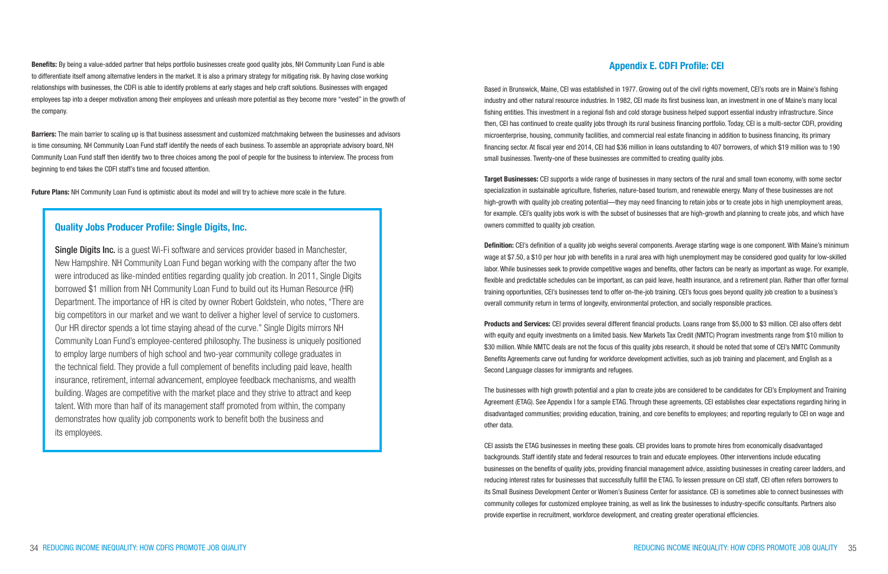**Benefits:** By being a value-added partner that helps portfolio businesses create good quality jobs, NH Community Loan Fund is able to differentiate itself among alternative lenders in the market. It is also a primary strategy for mitigating risk. By having close working relationships with businesses, the CDFI is able to identify problems at early stages and help craft solutions. Businesses with engaged employees tap into a deeper motivation among their employees and unleash more potential as they become more "vested" in the growth of the company.

**Barriers:** The main barrier to scaling up is that business assessment and customized matchmaking between the businesses and advisors is time consuming. NH Community Loan Fund staff identify the needs of each business. To assemble an appropriate advisory board, NH Community Loan Fund staff then identify two to three choices among the pool of people for the business to interview. The process from beginning to end takes the CDFI staff's time and focused attention.

**Future Plans:** NH Community Loan Fund is optimistic about its model and will try to achieve more scale in the future.

### Quality Jobs Producer Profile: Single Digits, Inc.

**Single Digits Inc.** is a guest Wi-Fi software and services provider based in Manchester, New Hampshire. NH Community Loan Fund began working with the company after the two were introduced as like-minded entities regarding quality job creation. In 2011, Single Digits borrowed $1 million from NH Community Loan Fund to build out its Human Resource (HR) Department. The importance of HR is cited by owner Robert Goldstein, who notes, "There are big competitors in our market and we want to deliver a higher level of service to customers. Our HR director spends a lot time staying ahead of the curve." Single Digits mirrors NH Community Loan Fund's employee-centered philosophy. The business is uniquely positioned to employ large numbers of high school and two-year community college graduates in the technical field. They provide a full complement of benefits including paid leave, health insurance, retirement, internal advancement, employee feedback mechanisms, and wealth building. Wages are competitive with the market place and they strive to attract and keep talent. With more than half of its management staff promoted from within, the company demonstrates how quality job components work to benefit both the business and its employees.

## Appendix E. CDFI Profile: CEI

Based in Brunswick, Maine, CEI was established in 1977. Growing out of the civil rights movement, CEI's roots are in Maine's fishing industry and other natural resource industries. In 1982, CEI made its first business loan, an investment in one of Maine's many local fishing entities. This investment in a regional fish and cold storage business helped support essential industry infrastructure. Since then, CEI has continued to create quality jobs through its rural business financing portfolio. Today, CEI is a multi-sector CDFI, providing microenterprise, housing, community facilities, and commercial real estate financing in addition to business financing, its primary financing sector. At fiscal year end 2014, CEI had $36 million in loans outstanding to 407 borrowers, of which $19 million was to 190 small businesses. Twenty-one of these businesses are committed to creating quality jobs.

**Target Businesses:** CEI supports a wide range of businesses in many sectors of the rural and small town economy, with some sector specialization in sustainable agriculture, fisheries, nature-based tourism, and renewable energy. Many of these businesses are not high-growth with quality job creating potential—they may need financing to retain jobs or to create jobs in high unemployment areas, for example. CEI's quality jobs work is with the subset of businesses that are high-growth and planning to create jobs, and which have owners committed to quality job creation.

**Definition:** CEI's definition of a quality job weighs several components. Average starting wage is one component. With Maine's minimum wage at $7.50, a $10 per hour job with benefits in a rural area with high unemployment may be considered good quality for low-skilled labor. While businesses seek to provide competitive wages and benefits, other factors can be nearly as important as wage. For example, flexible and predictable schedules can be important, as can paid leave, health insurance, and a retirement plan. Rather than offer formal training opportunities, CEI's businesses tend to offer on-the-job training. CEI's focus goes beyond quality job creation to a business's overall community return in terms of longevity, environmental protection, and socially responsible practices.

**Products and Services:** CEI provides several different financial products. Loans range from $5,000 to $3 million. CEI also offers debt with equity and equity investments on a limited basis. New Markets Tax Credit (NMTC) Program investments range from $10 million to $30 million. While NMTC deals are not the focus of this quality jobs research, it should be noted that some of CEI's NMTC Community Benefits Agreements carve out funding for workforce development activities, such as job training and placement, and English as a Second Language classes for immigrants and refugees.

The businesses with high growth potential and a plan to create jobs are considered to be candidates for CEI's Employment and Training Agreement (ETAG). See Appendix I for a sample ETAG. Through these agreements, CEI establishes clear expectations regarding hiring in disadvantaged communities; providing education, training, and core benefits to employees; and reporting regularly to CEI on wage and other data.

CEI assists the ETAG businesses in meeting these goals. CEI provides loans to promote hires from economically disadvantaged backgrounds. Staff identify state and federal resources to train and educate employees. Other interventions include educating businesses on the benefits of quality jobs, providing financial management advice, assisting businesses in creating career ladders, and reducing interest rates for businesses that successfully fulfill the ETAG. To lessen pressure on CEI staff, CEI often refers borrowers to its Small Business Development Center or Women's Business Center for assistance. CEI is sometimes able to connect businesses with community colleges for customized employee training, as well as link the businesses to industry-specific consultants. Partners also provide expertise in recruitment, workforce development, and creating greater operational efficiencies.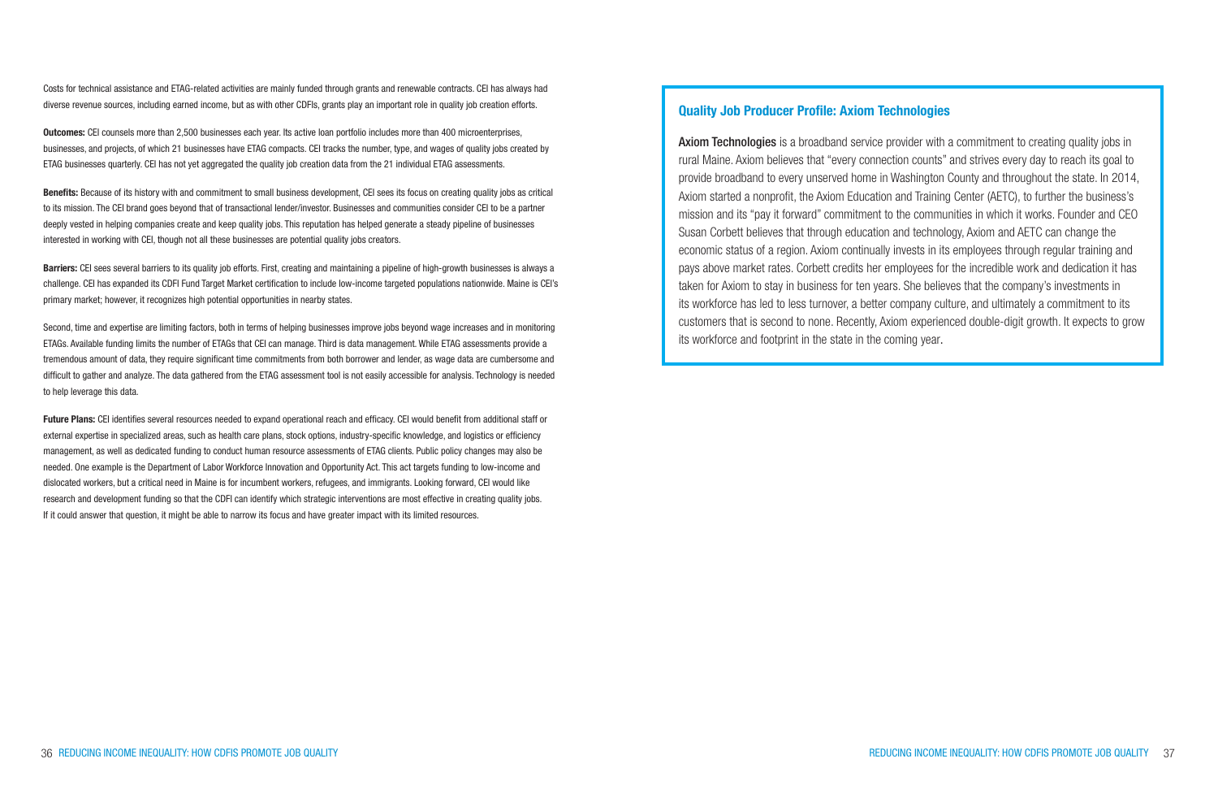Costs for technical assistance and ETAG-related activities are mainly funded through grants and renewable contracts. CEI has always had diverse revenue sources, including earned income, but as with other CDFIs, grants play an important role in quality job creation efforts.

**Outcomes:** CEI counsels more than 2,500 businesses each year. Its active loan portfolio includes more than 400 microenterprises, businesses, and projects, of which 21 businesses have ETAG compacts. CEI tracks the number, type, and wages of quality jobs created by ETAG businesses quarterly. CEI has not yet aggregated the quality job creation data from the 21 individual ETAG assessments.

**Benefits:** Because of its history with and commitment to small business development, CEI sees its focus on creating quality jobs as critical to its mission. The CEI brand goes beyond that of transactional lender/investor. Businesses and communities consider CEI to be a partner deeply vested in helping companies create and keep quality jobs. This reputation has helped generate a steady pipeline of businesses interested in working with CEI, though not all these businesses are potential quality jobs creators.

**Barriers:** CEI sees several barriers to its quality job efforts. First, creating and maintaining a pipeline of high-growth businesses is always a challenge. CEI has expanded its CDFI Fund Target Market certification to include low-income targeted populations nationwide. Maine is CEI's primary market; however, it recognizes high potential opportunities in nearby states.

Second, time and expertise are limiting factors, both in terms of helping businesses improve jobs beyond wage increases and in monitoring ETAGs. Available funding limits the number of ETAGs that CEI can manage. Third is data management. While ETAG assessments provide a tremendous amount of data, they require significant time commitments from both borrower and lender, as wage data are cumbersome and difficult to gather and analyze. The data gathered from the ETAG assessment tool is not easily accessible for analysis. Technology is needed to help leverage this data.

**Future Plans:** CEI identifies several resources needed to expand operational reach and efficacy. CEI would benefit from additional staff or external expertise in specialized areas, such as health care plans, stock options, industry-specific knowledge, and logistics or efficiency management, as well as dedicated funding to conduct human resource assessments of ETAG clients. Public policy changes may also be needed. One example is the Department of Labor Workforce Innovation and Opportunity Act. This act targets funding to low-income and dislocated workers, but a critical need in Maine is for incumbent workers, refugees, and immigrants. Looking forward, CEI would like research and development funding so that the CDFI can identify which strategic interventions are most effective in creating quality jobs. If it could answer that question, it might be able to narrow its focus and have greater impact with its limited resources.

### Quality Job Producer Profile: Axiom Technologies

**Axiom Technologies** is a broadband service provider with a commitment to creating quality jobs in rural Maine. Axiom believes that "every connection counts" and strives every day to reach its goal to provide broadband to every unserved home in Washington County and throughout the state. In 2014, Axiom started a nonprofit, the Axiom Education and Training Center (AETC), to further the business's mission and its "pay it forward" commitment to the communities in which it works. Founder and CEO Susan Corbett believes that through education and technology, Axiom and AETC can change the economic status of a region. Axiom continually invests in its employees through regular training and pays above market rates. Corbett credits her employees for the incredible work and dedication it has taken for Axiom to stay in business for ten years. She believes that the company's investments in its workforce has led to less turnover, a better company culture, and ultimately a commitment to its customers that is second to none. Recently, Axiom experienced double-digit growth. It expects to grow its workforce and footprint in the state in the coming year.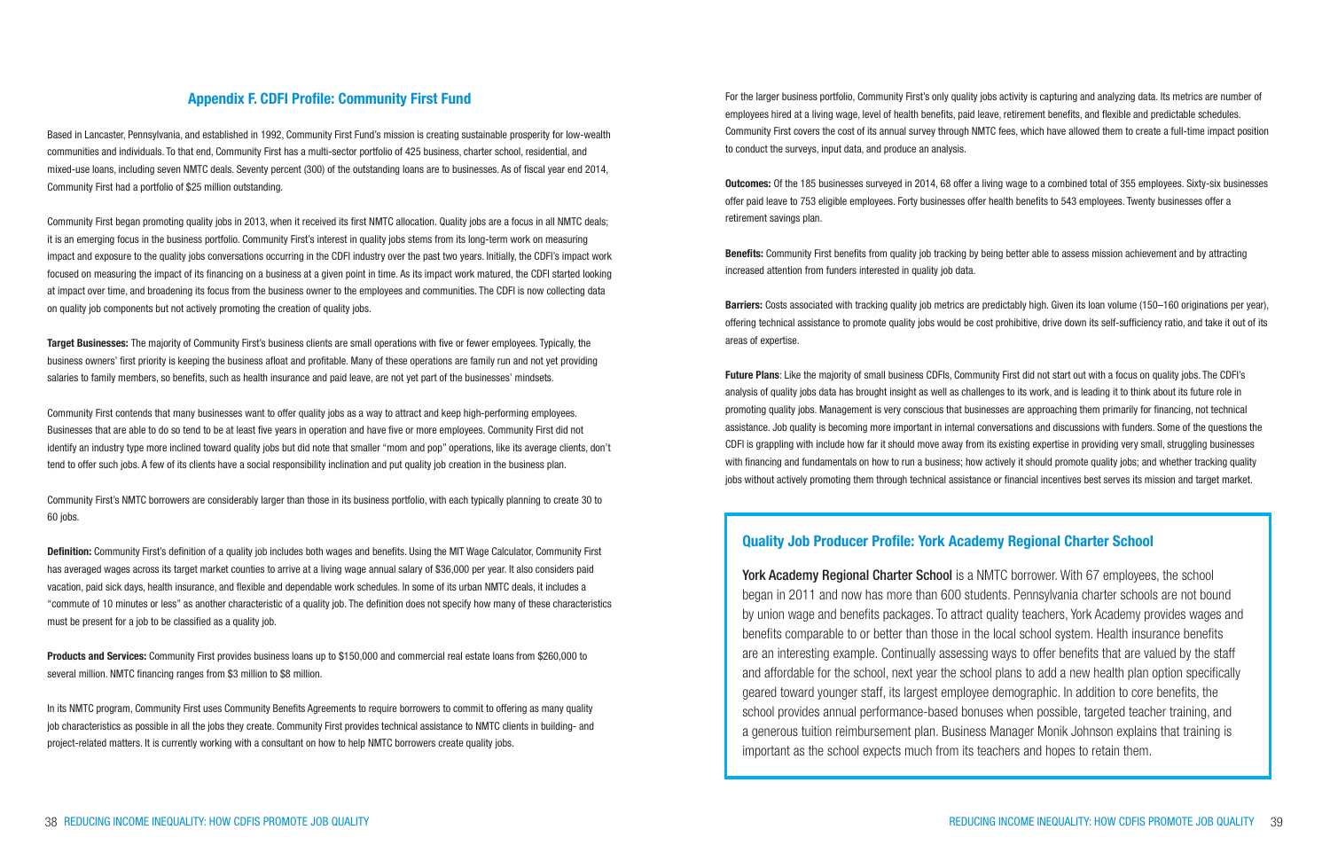## Appendix F. CDFI Profile: Community First Fund

Based in Lancaster, Pennsylvania, and established in 1992, Community First Fund's mission is creating sustainable prosperity for low-wealth communities and individuals. To that end, Community First has a multi-sector portfolio of 425 business, charter school, residential, and mixed-use loans, including seven NMTC deals. Seventy percent (300) of the outstanding loans are to businesses. As of fiscal year end 2014, Community First had a portfolio of $25 million outstanding.

Community First began promoting quality jobs in 2013, when it received its first NMTC allocation. Quality jobs are a focus in all NMTC deals; it is an emerging focus in the business portfolio. Community First's interest in quality jobs stems from its long-term work on measuring impact and exposure to the quality jobs conversations occurring in the CDFI industry over the past two years. Initially, the CDFI's impact work focused on measuring the impact of its financing on a business at a given point in time. As its impact work matured, the CDFI started looking at impact over time, and broadening its focus from the business owner to the employees and communities. The CDFI is now collecting data on quality job components but not actively promoting the creation of quality jobs.

**Target Businesses:** The majority of Community First's business clients are small operations with five or fewer employees. Typically, the business owners' first priority is keeping the business afloat and profitable. Many of these operations are family run and not yet providing salaries to family members, so benefits, such as health insurance and paid leave, are not yet part of the businesses' mindsets.

Community First contends that many businesses want to offer quality jobs as a way to attract and keep high-performing employees. Businesses that are able to do so tend to be at least five years in operation and have five or more employees. Community First did not identify an industry type more inclined toward quality jobs but did note that smaller "mom and pop" operations, like its average clients, don't tend to offer such jobs. A few of its clients have a social responsibility inclination and put quality job creation in the business plan.

Community First's NMTC borrowers are considerably larger than those in its business portfolio, with each typically planning to create 30 to 60 jobs.

**Definition:** Community First's definition of a quality job includes both wages and benefits. Using the MIT Wage Calculator, Community First has averaged wages across its target market counties to arrive at a living wage annual salary of $36,000 per year. It also considers paid vacation, paid sick days, health insurance, and flexible and dependable work schedules. In some of its urban NMTC deals, it includes a "commute of 10 minutes or less" as another characteristic of a quality job. The definition does not specify how many of these characteristics must be present for a job to be classified as a quality job.

**Products and Services:** Community First provides business loans up to $150,000 and commercial real estate loans from $260,000 to several million. NMTC financing ranges from $3 million to $8 million.

In its NMTC program, Community First uses Community Benefits Agreements to require borrowers to commit to offering as many quality job characteristics as possible in all the jobs they create. Community First provides technical assistance to NMTC clients in building- and project-related matters. It is currently working with a consultant on how to help NMTC borrowers create quality jobs.

For the larger business portfolio, Community First's only quality jobs activity is capturing and analyzing data. Its metrics are number of employees hired at a living wage, level of health benefits, paid leave, retirement benefits, and flexible and predictable schedules. Community First covers the cost of its annual survey through NMTC fees, which have allowed them to create a full-time impact position to conduct the surveys, input data, and produce an analysis.

**Outcomes:** Of the 185 businesses surveyed in 2014, 68 offer a living wage to a combined total of 355 employees. Sixty-six businesses offer paid leave to 753 eligible employees. Forty businesses offer health benefits to 543 employees. Twenty businesses offer a retirement savings plan.

**Benefits:** Community First benefits from quality job tracking by being better able to assess mission achievement and by attracting increased attention from funders interested in quality job data.

**Barriers:** Costs associated with tracking quality job metrics are predictably high. Given its loan volume (150–160 originations per year), offering technical assistance to promote quality jobs would be cost prohibitive, drive down its self-sufficiency ratio, and take it out of its areas of expertise.

**Future Plans**: Like the majority of small business CDFIs, Community First did not start out with a focus on quality jobs. The CDFI's analysis of quality jobs data has brought insight as well as challenges to its work, and is leading it to think about its future role in promoting quality jobs. Management is very conscious that businesses are approaching them primarily for financing, not technical assistance. Job quality is becoming more important in internal conversations and discussions with funders. Some of the questions the CDFI is grappling with include how far it should move away from its existing expertise in providing very small, struggling businesses with financing and fundamentals on how to run a business; how actively it should promote quality jobs; and whether tracking quality jobs without actively promoting them through technical assistance or financial incentives best serves its mission and target market.

### Quality Job Producer Profile: York Academy Regional Charter School

York Academy Regional Charter School is a NMTC borrower. With 67 employees, the school began in 2011 and now has more than 600 students. Pennsylvania charter schools are not bound by union wage and benefits packages. To attract quality teachers, York Academy provides wages and benefits comparable to or better than those in the local school system. Health insurance benefits are an interesting example. Continually assessing ways to offer benefits that are valued by the staff and affordable for the school, next year the school plans to add a new health plan option specifically geared toward younger staff, its largest employee demographic. In addition to core benefits, the school provides annual performance-based bonuses when possible, targeted teacher training, and a generous tuition reimbursement plan. Business Manager Monik Johnson explains that training is important as the school expects much from its teachers and hopes to retain them.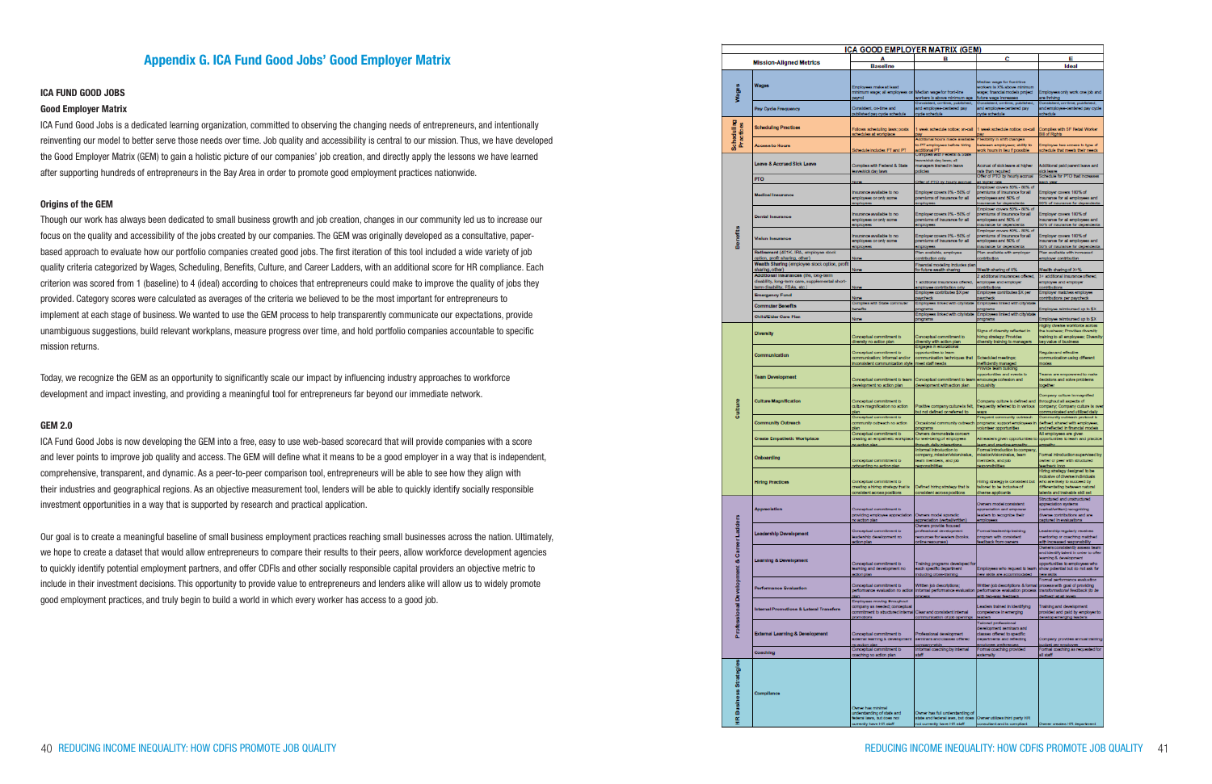## Appendix G. ICA Fund Good Jobs' Good Employer Matrix

### ICA FUND GOOD JOBS

#### Good Employer Matrix

ICA Fund Good Jobs is a dedicated learning organization, committed to observing the changing needs of entrepreneurs, and intentionally reinventing our model to better serve those needs over time. Job quality and accessibility is central to our mission. Thus, we have developed the Good Employer Matrix (GEM) to gain a holistic picture of our companies' job creation, and directly apply the lessons we have learned after supporting hundreds of entrepreneurs in the Bay Area in order to promote good employment practices nationwide.

#### Origins of the GEM

Though our work has always been dedicated to small business growth and job creation, changes in our community led us to increase our focus on the quality and accessibility of the jobs created by our companies. The GEM was originally developed as a consultative, paper-based approach to evaluate how our portfolio companies created good jobs. The first iteration of this tool included a wide variety of job quality criteria categorized by Wages, Scheduling, Benefits, Culture, and Career Ladders, with an additional score for HR compliance. Each criterion was scored from 1 (baseline) to 4 (ideal) according to choices that entrepreneurs could make to improve the quality of jobs they provided. Category scores were calculated as averages of the criteria we believed to be the most important for entrepreneurs to implement at each stage of business. We wanted to use the GEM process to help transparently communicate our expectations, provide unambiguous suggestions, build relevant workplans, measure progress over time, and hold portfolio companies accountable to specific mission returns.

Today, we recognize the GEM as an opportunity to significantly scale our impact by influencing industry approaches to workforce development and impact investing, and providing a meaningful tool for entrepreneurs far beyond our immediate network.

#### GEM 2.0

ICA Fund Good Jobs is now developing the GEM into a free, easy to use web-based scorecard that will provide companies with a score and lever points to improve job quality and access. The GEM will define what it means to be a good employer in a way that is independent, comprehensive, transparent, and dynamic. As a peer-to-peer comparison tool, entrepreneurs will be able to see how they align with their industries and geographical regions. As an objective measurement tool, lenders will be able to quickly identify socially responsible investment opportunities in a way that is supported by research and practical application.

Our goal is to create a meaningful baseline of small business employment practices reaching small businesses across the nation. Ultimately, we hope to create a dataset that would allow entrepreneurs to compare their results to their peers, allow workforce development agencies to quickly identify potential employment partners, and offer CDFIs and other socially responsible capital providers an objective metric to include in their investment decisions. This opportunity to provide value to entrepreneurs and lenders alike will allow us to widely promote good employment practices, and truly begin to build a world in which every worker has access to a good job.

**ICA GOOD EMPLOYER MATRIX (GEM)**

| Mission-Aligned Metrics | | A Baseline | B | C | E Ideal |
|---|---|---|---|---|---|
| Wages | Wages | Employees make at least minimum wage; all employees on payroll | Median wage for front-line workers is above minimum wage | Median wage for frontline workers is X% above minimum wage; financial models project future wage increases | Employees only work one job and are thriving |
| | Pay Cycle Frequency | Consistent, on-time and published pay cycle schedule | Consistent, on-time, published, and employee-centered pay cycle schedule | Consistent, on-time, published, and employee-centered pay cycle schedule | Consistent, on-time, published, and employee-centered pay cycle schedule |
| Scheduling Practices | Scheduling Practices | Follows scheduling laws; posts schedules at workplace | 1 week schedule notice; on-call pay | 1 week schedule notice; on-call pay | Complies with SF Retail Worker Bill of Rights |
| | Access to Hours | Schedule includes FT and PT | Additional hours made available to PT employees before hiring additional FT | Flexibility in shift changes between employees; ability to work hours in lieu if possible | Employee has access to type of schedule that meets their needs |
| Benefits | Leave & Accrued Sick Leave | Complies with Federal & State leave/sick day laws | Complies with Federal & State leave/sick day laws; all managers trained in leave policies | Accrual of sick leave at higher rate than required | Additional paid parent leave and sick leave |
| | PTO | None | Offer of PTO by hourly accrual | Offer of PTO by hourly accrual at higher rate | Schedule for PTO that increases each year |
| | Medical Insurance | Insurance available to no employees or only some employees | Employer covers 0% - 50% of premiums of insurance for all employees | Employer covers 50% - 80% of premiums of insurance for all employees and 50% of insurance for dependents | Employer covers 100% of insurance for all employees and 50% of insurance for dependents |
| | Dental Insurance | Insurance available to no employees or only some employees | Employer covers 0% - 50% of premiums of insurance for all employees | Employer covers 50% - 80% of premiums of insurance for all employees and 50% of insurance for dependents | Employer covers 100% of insurance for all employees and 50% of insurance for dependents |
| | Vision Insurance | Insurance available to no employees or only some employees | Employer covers 0% - 50% of premiums of insurance for all employees | Employer covers 50% - 80% of premiums of insurance for all employees and 50% of insurance for dependents | Employer covers 100% of insurance for all employees and 50% of insurance for dependents |
| | Retirement (401K, IRA, employee stock option, profit sharing, other) | None | Plan available, employee contribution only | Plan available with employer contribution | Plan available with increased employer contribution |
| | Wealth Sharing (employee stock option, profit sharing, other) | None | Financial modeling includes plan for future wealth sharing | Wealth sharing of X% | Wealth sharing of X+% |
| | Additional Insurances (life, long-term disability, long-term care, supplemental short-term disability, FSAs, etc.) | None | 1 additional insurances offered, employee contribution only | 2 additional insurances offered, employee and employer contributions | 3+ additional insurance offered, employee and employer contributions |
| | Emergency Fund | None | Employee contributes $X per paycheck | Employer contributes $X per paycheck | Employer matches employee contributions per paycheck |
| | Commuter Benefits | Complies with State commuter benefits | Employees linked with city/state programs | Employees linked with city/state programs | Employee reimbursed up to $X |
| | Child/Elder Care Plan | None | Employees linked with city/state programs | Employees linked with city/state programs | Employee reimbursed up to $X |
| Culture | Diversity | Conceptual commitment to diversity no action plan | Conceptual commitment to diversity with action plan | Signs of diversity reflected in hiring strategy; Provides diversity training to managers | Highly diverse workforce across the business; Provides diversity training to all employees; Diversity key value of business |
| | Communication | Conceptual commitment to communication; informal and/or inconsistent communication style | Engages in educational opportunities to learn communication techniques that meet staff needs | Scheduled meetings (efficiently managed) | Regular and effective communication using different modes |
| | Team Development | Conceptual commitment to team development no action plan | Conceptual commitment to team development with action plan | Provide team building opportunities and events to encourage cohesion and inclusivity | Teams are empowered to make decisions and solve problems together |
| | Culture Magnification | Conceptual commitment to culture magnification no action plan | Positive company culture is felt, but not defined or referred to | Company culture is defined and frequently referred to in various ways | Company culture is magnified throughout all aspects of company; Company culture is well communicated and utilized daily |
| | Community Outreach | Conceptual commitment to community outreach no action plan | Occasional community outreach programs | Frequent community outreach programs; support employees in volunteer opportunities | Community outreach protocol is defined, shared with employees, and reflected in financial models |
| | Create Empathetic Workplace | Conceptual commitment to creating an empathetic workplace no action plan | Owners demonstrate concern for well-being of employees through daily interactions | All leaders given opportunities to learn and practice empathy | All employees are given opportunities to learn and practice empathy |
| | Onboarding | Conceptual commitment to onboarding no action plan | Informal introduction to company, mission/vision/values, team members, and job responsibilities | Formal introduction to company, mission/vision/values, team members, and job responsibilities | Formal introduction supervised by owner or peer with structured feedback loop |
| | Hiring Practices | Conceptual commitment to creating a hiring strategy that is consistent across positions | Defined hiring strategy that is consistent across positions | Hiring strategy is consistent but tailored to be inclusive of diverse applicants | Hiring strategy designed to be inclusive of diverse individuals who are likely to succeed by differentiating between natural talents and trainable skill set |
| Professional Development & Career Ladders | Appreciation | Conceptual commitment to providing employee appreciation no action plan | Owners model sporadic appreciation (verbal/written) | Owners model consistent appreciation and empower leaders to recognize their employees | Structured and unstructured appreciation systems (verbal/written) recognizing diverse contributions and are captured in evaluations |
| | Leadership Development | Conceptual commitment to leadership development no action plan | Owners provide focused professional development resources for leaders (books, online resources) | Formal leadership training program with consistent feedback from owners | Leadership regularly receives mentoring or coaching matched with increased responsibility |
| | Learning & Development | Conceptual commitment to learning and development no action plan | Training programs developed for each specific department including cross-training | Employees who request to learn new skills are accommodated | Owners consistently assess team and identify talent in order to offer learning & development opportunities to employees who show potential but do not ask for new skills |
| | Performance Evaluation | Conceptual commitment to performance evaluation no action plan | Written job descriptions; informal performance evaluation process | Written job descriptions & formal performance evaluation process with two-way feedback | Formal performance evaluation process with goal of providing transformational feedback (to be defined) at all levels |
| | Internal Promotions & Lateral Transfers | Employees moving throughout company as needed; conceptual commitment to structured internal promotions | Clear and consistent internal communication of job openings | Leaders trained in identifying competence in emerging leaders | Training and development provided and paid by employer to develop emerging leaders |
| | External Learning & Development | Conceptual commitment to external learning & development no action plan | Professional development seminars and classes offered (compensated) | Tailored professional development seminars and classes offered to specific departments and reflecting individual preferences | Company provides annual training budget per employee |
| | Coaching | Conceptual commitment to coaching no action plan | Informal coaching by internal staff | Formal coaching provided externally | Formal coaching as requested for all staff |
| HR Business Strategies | Compliance | Owner has minimal understanding of state and federal laws, but does not currently have HR staff | Owner has full understanding of state and federal laws, but does not currently have HR staff | Owner utilizes third party HR consultant and is compliant | Owner creates HR department |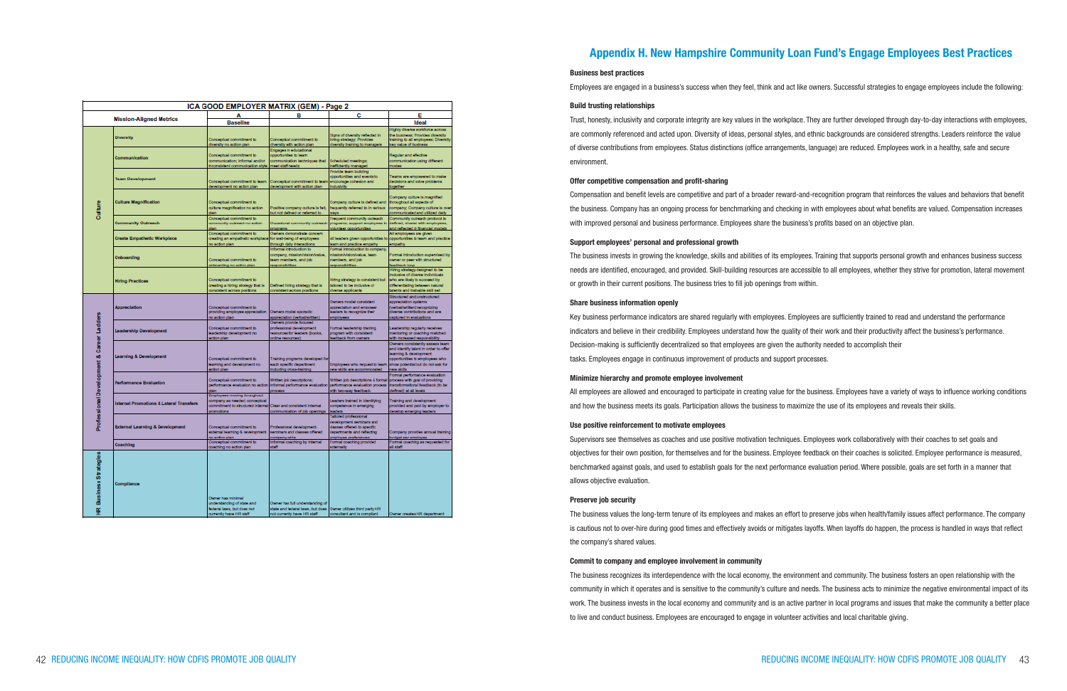| ICA GOOD EMPLOYER MATRIX (GEM) - Page 2 | | | | | |
|---|---|---|---|---|---|
| | Mission-Aligned Metrics | A | B | C | E |
| | | Baseline | | | Ideal |
| Culture | Diversity | Conceptual commitment to diversity no action plan | Conceptual commitment to diversity with action plan | Signs of diversity reflected in hiring strategy; Provides diversity training to managers | Highly diverse workforce across the business; Provides diversity training to all employees; Diversity key value of business |
| | Communication | Conceptual commitment to communication; informal and/or inconsistent communication style | Engages in educational opportunities to learn communication techniques that meet staff needs | Scheduled meetings; inefficiently managed | Regular and effective communication using different modes |
| | Team Development | Conceptual commitment to team development no action plan | Conceptual commitment to team development with action plan | Provide team building opportunities and events to encourage cohesion and inclusivity | Teams are empowered to make decisions and solve problems together |
| | Culture Magnification | Conceptual commitment to culture magnification no action plan | Positive company culture is felt, but not defined or referred to | Company culture is defined and frequently referred to in various ways | Company culture is magnified throughout all aspects of company; Company culture is over communicated and utilized daily |
| | Community Outreach | Conceptual commitment to community outreach no action plan | Occasional community outreach programs | Frequent community outreach programs; support employees in volunteer opportunities | Community outreach protocol is defined, shared with employees, and reflected in financial models |
| | Create Empathetic Workplace | Conceptual commitment to creating an empathetic workplace no action plan | Owners demonstrate concern for well-being of employees through daily interactions | All leaders given opportunities to learn and practice empathy | All employees are given opportunities to learn and practice empathy |
| | Onboarding | Conceptual commitment to onboarding no action plan | Informal introduction to company, mission/vision/value, team members, and job responsibilities | Formal introduction to company, mission/vision/value, team members, and job responsibilities | Formal introduction supervised by owner or peer with structured feedback loop |
| | Hiring Practices | Conceptual commitment to creating a hiring strategy that is consistent across positions | Defined hiring strategy that is consistent across positions | Hiring strategy is consistent but tailored to be inclusive of diverse applicants | Hiring strategy designed to be inclusive of diverse individuals who are likely to succeed by differentiating between natural talents and trainable skill set |
| Professional Development & Career Ladders | Appreciation | Conceptual commitment to providing employee appreciation no action plan | Owners model sporadic appreciation (verbal/written) | Owners model consistent appreciation and empower leaders to recognize their employees | Structured and unstructured appreciation systems (verbal/written) recognizing diverse contributions and are captured in evaluations |
| | Leadership Development | Conceptual commitment to leadership development no action plan | Owners provide focused professional development resources for leaders (books, online resources) | Formal leadership training program with consistent feedback from owners | Leadership regularly receives mentoring or coaching matched with increased responsibility |
| | Learning & Development | Conceptual commitment to learning and development no action plan | Training programs developed for each specific department including cross-training | Employees who request to learn new skills are accommodated | Owners consistently assess team and identify talent in order to offer learning & development opportunities to employees who show potential but do not ask for new skills |
| | Performance Evaluation | Conceptual commitment to performance evaluation no action plan | Written job descriptions; Informal performance evaluation process | Written job descriptions & formal performance evaluation process with two-way feedback | Formal performance evaluation process with goal of providing transformational feedback (to be defined) at all levels |
| | Internal Promotions & Lateral Transfers | Employees moving throughout company as needed; conceptual commitment to structured internal promotions | Clear and consistent internal communication of job openings | Leaders trained in identifying competence in emerging leaders | Training and development provided and paid by employer to develop emerging leaders |
| | External Learning & Development | Conceptual commitment to external learning & development no action plan | Professional development seminars and classes offered company-wide | Tailored professional development seminars and classes offered to specific departments and reflecting employee preferences | Company provides annual training budget per employee |
| | Coaching | Conceptual commitment to coaching no action plan | Informal coaching by internal staff | Formal coaching provided externally | Formal coaching as requested for all staff |
| HR Business Strategies | Compliance | Owner has minimal understanding of state and federal laws, but does not currently have HR staff | Owner has full understanding of state and federal laws, but does not currently have HR staff | Owner utilizes third party HR consultant and is compliant | Owner creates HR department |

# Appendix H. New Hampshire Community Loan Fund's Engage Employees Best Practices

**Business best practices**

Employees are engaged in a business's success when they feel, think and act like owners. Successful strategies to engage employees include the following:

**Build trusting relationships**

Trust, honesty, inclusivity and corporate integrity are key values in the workplace. They are further developed through day-to-day interactions with employees, are commonly referenced and acted upon. Diversity of ideas, personal styles, and ethnic backgrounds are considered strengths. Leaders reinforce the value of diverse contributions from employees. Status distinctions (office arrangements, language) are reduced. Employees work in a healthy, safe and secure environment.

**Offer competitive compensation and profit-sharing**

Compensation and benefit levels are competitive and part of a broader reward-and-recognition program that reinforces the values and behaviors that benefit the business. Company has an ongoing process for benchmarking and checking in with employees about what benefits are valued. Compensation increases with improved personal and business performance. Employees share the business's profits based on an objective plan.

**Support employees' personal and professional growth**

The business invests in growing the knowledge, skills and abilities of its employees. Training that supports personal growth and enhances business success needs are identified, encouraged, and provided. Skill-building resources are accessible to all employees, whether they strive for promotion, lateral movement or growth in their current positions. The business tries to fill job openings from within.

**Share business information openly**

Key business performance indicators are shared regularly with employees. Employees are sufficiently trained to read and understand the performance indicators and believe in their credibility. Employees understand how the quality of their work and their productivity affect the business's performance. Decision-making is sufficiently decentralized so that employees are given the authority needed to accomplish their tasks. Employees engage in continuous improvement of products and support processes.

**Minimize hierarchy and promote employee involvement**

All employees are allowed and encouraged to participate in creating value for the business. Employees have a variety of ways to influence working conditions and how the business meets its goals. Participation allows the business to maximize the use of its employees and reveals their skills.

**Use positive reinforcement to motivate employees**

Supervisors see themselves as coaches and use positive motivation techniques. Employees work collaboratively with their coaches to set goals and objectives for their own position, for themselves and for the business. Employee feedback on their coaches is solicited. Employee performance is measured, benchmarked against goals, and used to establish goals for the next performance evaluation period. Where possible, goals are set forth in a manner that allows objective evaluation.

**Preserve job security**

The business values the long-term tenure of its employees and makes an effort to preserve jobs when health/family issues affect performance. The company is cautious not to over-hire during good times and effectively avoids or mitigates layoffs. When layoffs do happen, the process is handled in ways that reflect the company's shared values.

**Commit to company and employee involvement in community**

The business recognizes its interdependence with the local economy, the environment and community. The business fosters an open relationship with the community in which it operates and is sensitive to the community's culture and needs. The business acts to minimize the negative environmental impact of its work. The business invests in the local economy and community and is an active partner in local programs and issues that make the community a better place to live and conduct business. Employees are encouraged to engage in volunteer activities and local charitable giving.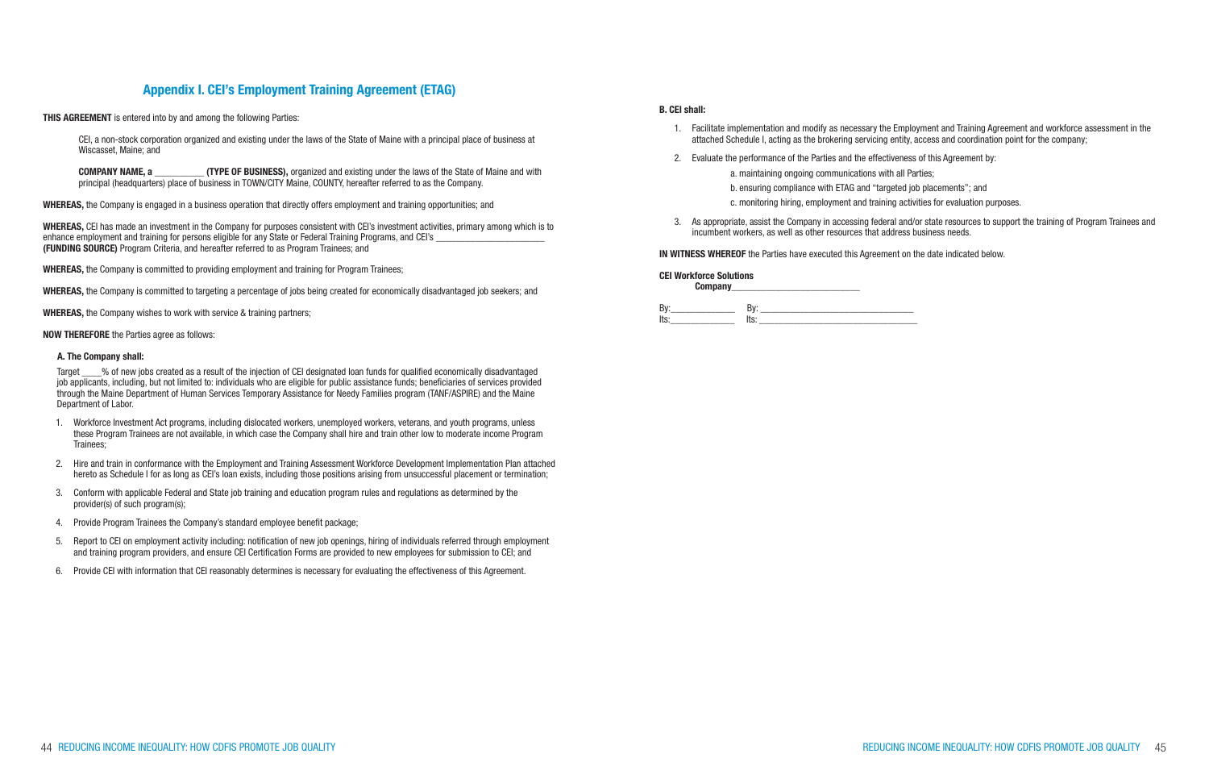## Appendix I. CEI's Employment Training Agreement (ETAG)

**THIS AGREEMENT** is entered into by and among the following Parties:

CEI, a non-stock corporation organized and existing under the laws of the State of Maine with a principal place of business at Wiscasset, Maine; and

**COMPANY NAME, a __________ (TYPE OF BUSINESS),** organized and existing under the laws of the State of Maine and with principal (headquarters) place of business in TOWN/CITY Maine, COUNTY, hereafter referred to as the Company.

**WHEREAS,** the Company is engaged in a business operation that directly offers employment and training opportunities; and

**WHEREAS,** CEI has made an investment in the Company for purposes consistent with CEI's investment activities, primary among which is to enhance employment and training for persons eligible for any State or Federal Training Programs, and CEI's ______________________ **(FUNDING SOURCE)** Program Criteria, and hereafter referred to as Program Trainees; and

**WHEREAS,** the Company is committed to providing employment and training for Program Trainees;

**WHEREAS,** the Company is committed to targeting a percentage of jobs being created for economically disadvantaged job seekers; and

**WHEREAS,** the Company wishes to work with service & training partners;

**NOW THEREFORE** the Parties agree as follows:

**A. The Company shall:**

Target ____% of new jobs created as a result of the injection of CEI designated loan funds for qualified economically disadvantaged job applicants, including, but not limited to: individuals who are eligible for public assistance funds; beneficiaries of services provided through the Maine Department of Human Services Temporary Assistance for Needy Families program (TANF/ASPIRE) and the Maine Department of Labor.

1. Workforce Investment Act programs, including dislocated workers, unemployed workers, veterans, and youth programs, unless these Program Trainees are not available, in which case the Company shall hire and train other low to moderate income Program Trainees;
2. Hire and train in conformance with the Employment and Training Assessment Workforce Development Implementation Plan attached hereto as Schedule I for as long as CEI's loan exists, including those positions arising from unsuccessful placement or termination;
3. Conform with applicable Federal and State job training and education program rules and regulations as determined by the provider(s) of such program(s);
4. Provide Program Trainees the Company's standard employee benefit package;
5. Report to CEI on employment activity including: notification of new job openings, hiring of individuals referred through employment and training program providers, and ensure CEI Certification Forms are provided to new employees for submission to CEI; and
6. Provide CEI with information that CEI reasonably determines is necessary for evaluating the effectiveness of this Agreement.

**B. CEI shall:**

1. Facilitate implementation and modify as necessary the Employment and Training Agreement and workforce assessment in the attached Schedule I, acting as the brokering servicing entity, access and coordination point for the company;
2. Evaluate the performance of the Parties and the effectiveness of this Agreement by:
   a. maintaining ongoing communications with all Parties;
   b. ensuring compliance with ETAG and "targeted job placements"; and
   c. monitoring hiring, employment and training activities for evaluation purposes.
3. As appropriate, assist the Company in accessing federal and/or state resources to support the training of Program Trainees and incumbent workers, as well as other resources that address business needs.

**IN WITNESS WHEREOF** the Parties have executed this Agreement on the date indicated below.

**CEI Workforce Solutions**
**Company**__________________________

By:_____________ By: ______________________________
Its:_____________ Its: ______________________________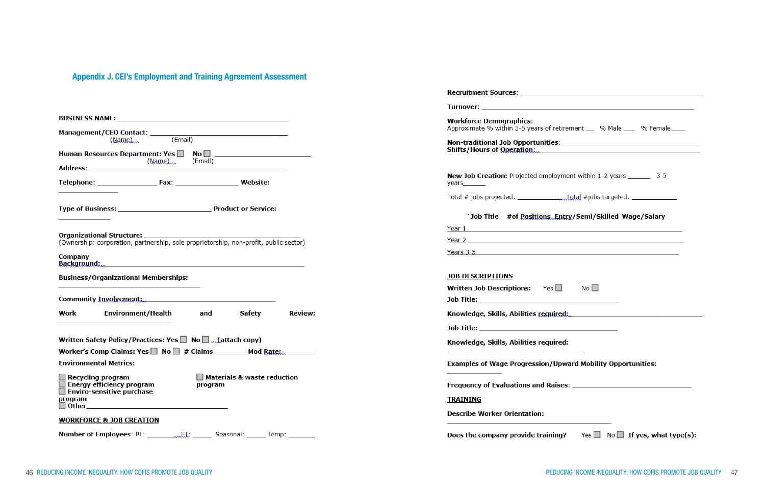## Appendix J. CEI's Employment and Training Agreement Assessment

**BUSINESS NAME:** ______________________________________________

**Management/CEO Contact:** ______________________________________________
(Name) (Email)

**Human Resources Department: Yes** ☐ **No** ☐ ______________________________
(Name) (Email)

**Address:** ______________________________________________

**Telephone:** ________________ **Fax:** ________________ **Website:** ________________

**Type of Business:** ________________________ **Product or Service:** ________________

**Organizational Structure:** ______________________________________________
(Ownership: corporation, partnership, sole proprietorship, non-profit, public sector)

**Company Background:** ______________________________________________

**Business/Organizational Memberships:** ______________________________

**Community Involvement:** ______________________________________________

**Work Environment/Health and Safety Review:** ______________________________

**Written Safety Policy/Practices: Yes** ☐ **No** ☐ (attach copy)

**Worker's Comp Claims: Yes** ☐ **No** ☐ **# Claims**________ **Mod Rate:**________

**Environmental Metrics:**

- ☐ Recycling program
- ☐ Energy efficiency program
- ☐ Enviro-sensitive purchase program
- ☐ Materials & waste reduction program
- ☐ Other______________________________________

**WORKFORCE & JOB CREATION**

**Number of Employees**: PT: ________ FT: ______ Seasonal: ______ Temp: ________

**Recruitment Sources:** ______________________________________________

**Turnover:** ______________________________________________

**Workforce Demographics:**
Approximate % within 3-5 years of retirement __ % Male ___ % Female____

**Non-traditional Job Opportunities:** ______________________________________________

**Shifts/Hours of Operation:** ______________________________________________

**New Job Creation:** Projected employment within 1-2 years ______ 3-5 years______

Total # jobs projected: ____________ Total #jobs targeted: ____________

| | Job Title | #of Positions | Entry/Semi/Skilled | Wage/Salary |
|---|---|---|---|---|
| Year 1 | | | | |
| Year 2 | | | | |
| Years 3-5 | | | | |

**JOB DESCRIPTIONS**

**Written Job Descriptions:** Yes ☐ No ☐

**Job Title:** ______________________________

**Knowledge, Skills, Abilities required:** ______________________________

**Job Title:** ______________________________

**Knowledge, Skills, Abilities required:** ______________________________

**Examples of Wage Progression/Upward Mobility Opportunities:** ______________

**Frequency of Evaluations and Raises:** ______________________________

**TRAINING**

**Describe Worker Orientation:** ______________________________

**Does the company provide training?** Yes ☐ No ☐ **If yes, what type(s):**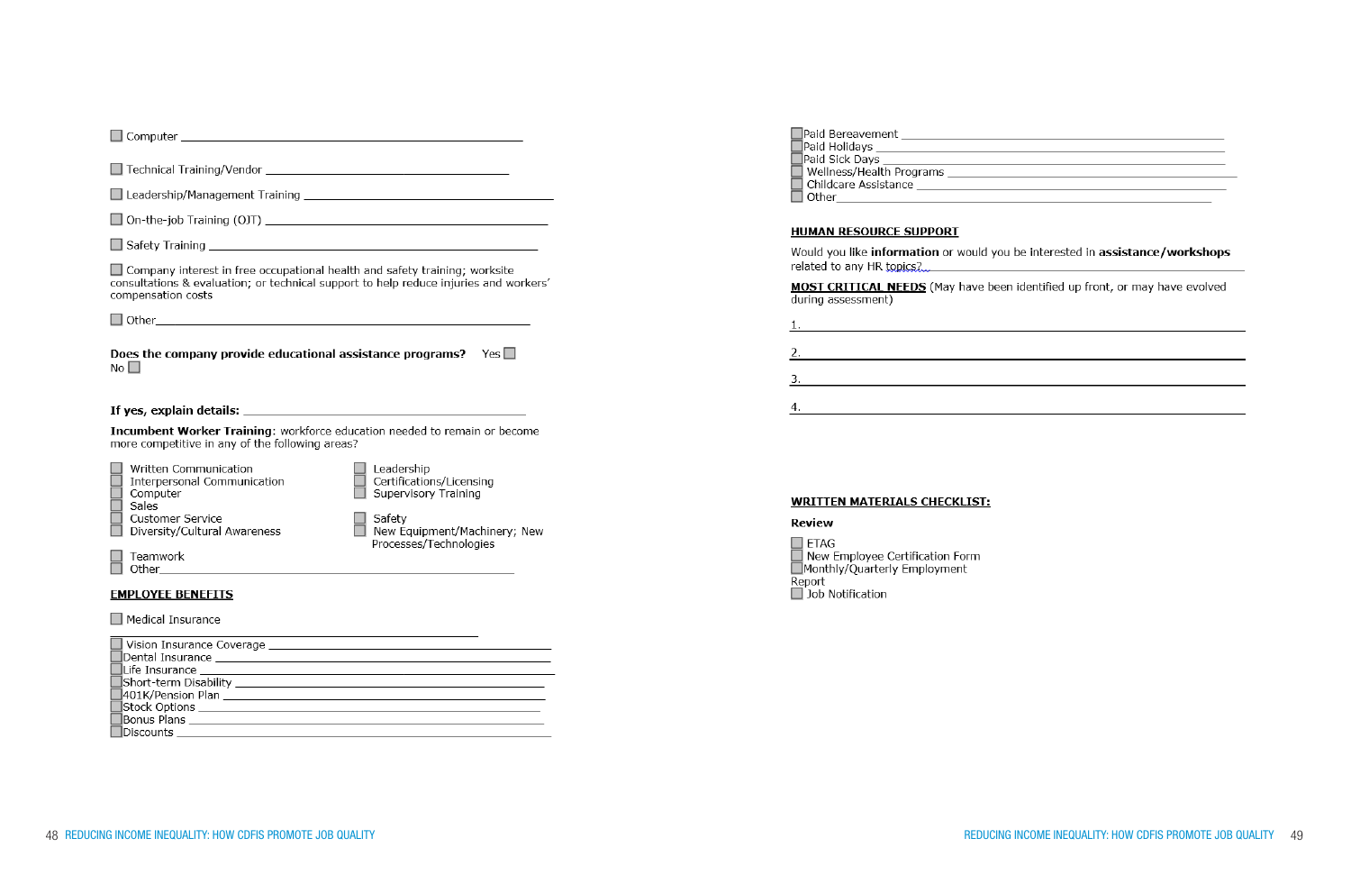- ☐ Computer ________________________________________________
- ☐ Technical Training/Vendor ___________________________________
- ☐ Leadership/Management Training _____________________________
- ☐ On-the-job Training (OJT) ___________________________________
- ☐ Safety Training ___________________________________________
- ☐ Company interest in free occupational health and safety training; worksite consultations & evaluation; or technical support to help reduce injuries and workers' compensation costs
- ☐ Other___________________________________________________

**Does the company provide educational assistance programs?** Yes ☐ No ☐

**If yes, explain details:** ________________________________________

**Incumbent Worker Training**: workforce education needed to remain or become more competitive in any of the following areas?

- ☐ Written Communication
- ☐ Interpersonal Communication
- ☐ Computer
- ☐ Sales
- ☐ Customer Service
- ☐ Diversity/Cultural Awareness
- ☐ Teamwork
- ☐ Other______________________________________________
- ☐ Leadership
- ☐ Certifications/Licensing
- ☐ Supervisory Training
- ☐ Safety
- ☐ New Equipment/Machinery; New Processes/Technologies

**EMPLOYEE BENEFITS**

- ☐ Medical Insurance ______________________________________________
- ☐ Vision Insurance Coverage ________________________________________
- ☐ Dental Insurance _______________________________________________
- ☐ Life Insurance _________________________________________________
- ☐ Short-term Disability ____________________________________________
- ☐ 401K/Pension Plan ______________________________________________
- ☐ Stock Options _________________________________________________
- ☐ Bonus Plans __________________________________________________
- ☐ Discounts ____________________________________________________
- ☐ Paid Bereavement _______________________________________________
- ☐ Paid Holidays __________________________________________________
- ☐ Paid Sick Days _________________________________________________
- ☐ Wellness/Health Programs _________________________________________
- ☐ Childcare Assistance _____________________________________________
- ☐ Other________________________________________________________

**HUMAN RESOURCE SUPPORT**

Would you like **information** or would you be interested in **assistance/workshops** related to any HR topics?____________________________________________

**MOST CRITICAL NEEDS** (May have been identified up front, or may have evolved during assessment)

1. ____________________________________________________________
2. ____________________________________________________________
3. ____________________________________________________________
4. ____________________________________________________________

**WRITTEN MATERIALS CHECKLIST:**

**Review**

- ☐ ETAG
- ☐ New Employee Certification Form
- ☐ Monthly/Quarterly Employment Report
- ☐ Job Notification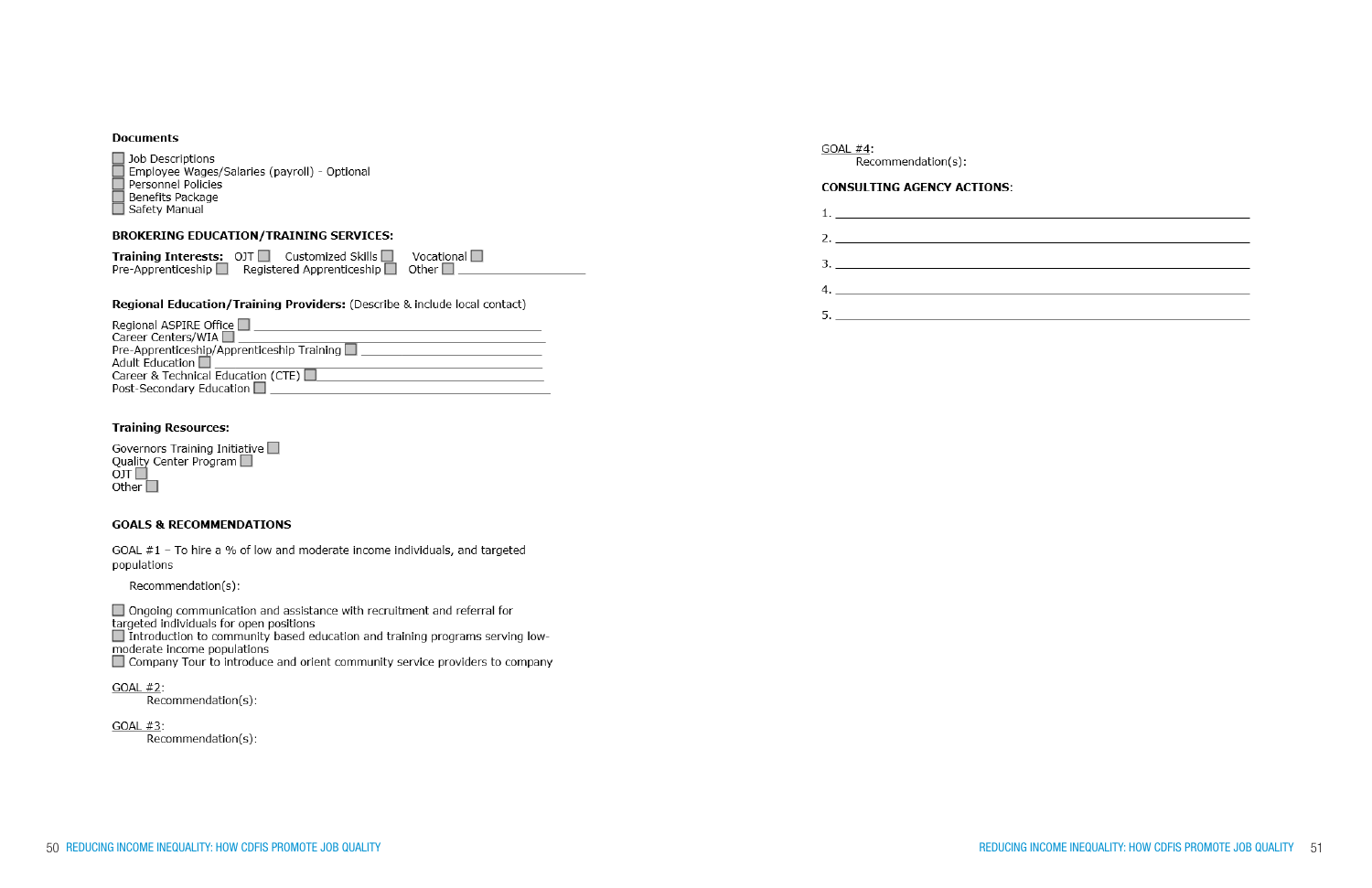**Documents**

☐ Job Descriptions
☐ Employee Wages/Salaries (payroll) - Optional
☐ Personnel Policies
☐ Benefits Package
☐ Safety Manual

**BROKERING EDUCATION/TRAINING SERVICES:**

**Training Interests:** OJT ☐ Customized Skills ☐ Vocational ☐
Pre-Apprenticeship ☐ Registered Apprenticeship ☐ Other ☐ ____________________

**Regional Education/Training Providers:** (Describe & include local contact)

Regional ASPIRE Office ☐ ________________________________________
Career Centers/WIA ☐ ________________________________________
Pre-Apprenticeship/Apprenticeship Training ☐ _________________________
Adult Education ☐ ________________________________________
Career & Technical Education (CTE) ☐ ______________________________
Post-Secondary Education ☐ ________________________________________

**Training Resources:**

Governors Training Initiative ☐
Quality Center Program ☐
OJT ☐
Other ☐

**GOALS & RECOMMENDATIONS**

GOAL #1 – To hire a % of low and moderate income individuals, and targeted populations

Recommendation(s):

☐ Ongoing communication and assistance with recruitment and referral for targeted individuals for open positions
☐ Introduction to community based education and training programs serving low-moderate income populations
☐ Company Tour to introduce and orient community service providers to company

GOAL #2:
Recommendation(s):

GOAL #3:
Recommendation(s):

GOAL #4:
Recommendation(s):

**CONSULTING AGENCY ACTIONS**:

1. ____________________________________________________________
2. ____________________________________________________________
3. ____________________________________________________________
4. ____________________________________________________________
5. ____________________________________________________________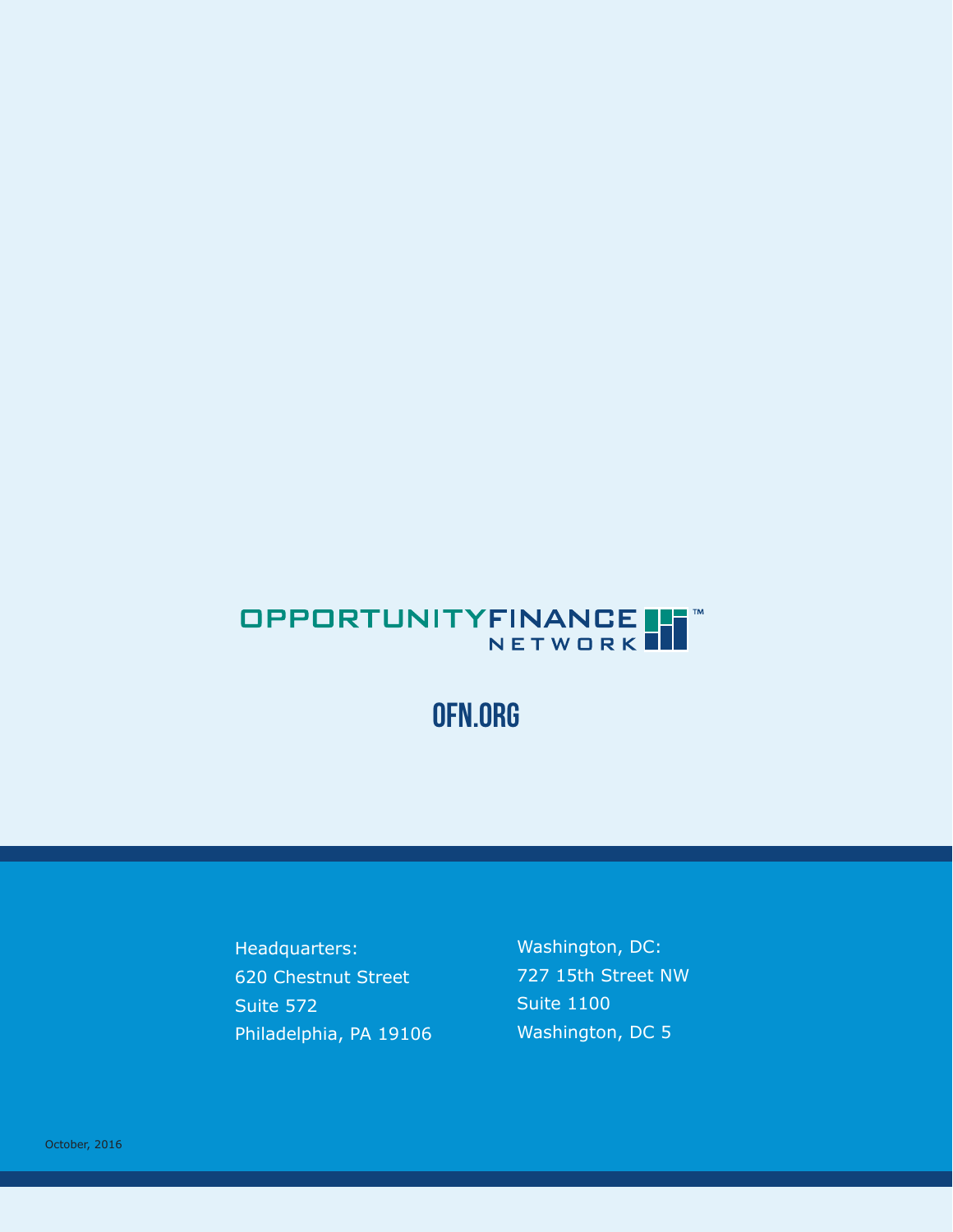OPPORTUNITYFINANCE NETWORK™

**OFN.ORG**

Headquarters:
620 Chestnut Street
Suite 572
Philadelphia, PA 19106

Washington, DC:
727 15th Street NW
Suite 1100
Washington, DC 5

October, 2016